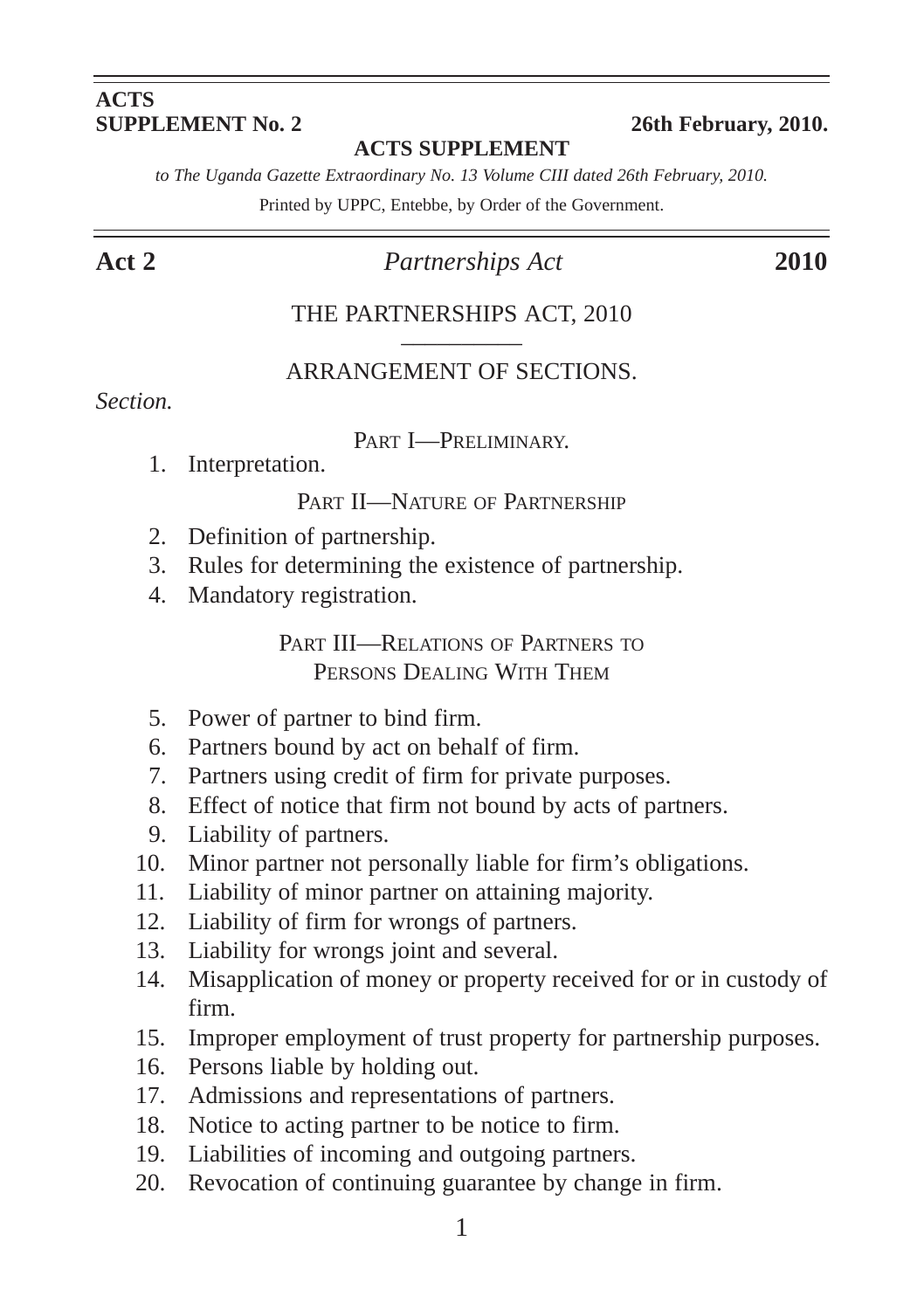**ACTS**
**SUPPLEMENT No. 2** **26th February, 2010.**

**ACTS SUPPLEMENT**

*to The Uganda Gazette Extraordinary No. 13 Volume CIII dated 26th February, 2010.*

Printed by UPPC, Entebbe, by Order of the Government.

**Act 2** *Partnerships Act* **2010**

# THE PARTNERSHIPS ACT, 2010

## ARRANGEMENT OF SECTIONS.

*Section.*

### PART I—PRELIMINARY.

1. Interpretation.

### PART II—NATURE OF PARTNERSHIP

2. Definition of partnership.
3. Rules for determining the existence of partnership.
4. Mandatory registration.

### PART III—RELATIONS OF PARTNERS TO PERSONS DEALING WITH THEM

5. Power of partner to bind firm.
6. Partners bound by act on behalf of firm.
7. Partners using credit of firm for private purposes.
8. Effect of notice that firm not bound by acts of partners.
9. Liability of partners.
10. Minor partner not personally liable for firm's obligations.
11. Liability of minor partner on attaining majority.
12. Liability of firm for wrongs of partners.
13. Liability for wrongs joint and several.
14. Misapplication of money or property received for or in custody of firm.
15. Improper employment of trust property for partnership purposes.
16. Persons liable by holding out.
17. Admissions and representations of partners.
18. Notice to acting partner to be notice to firm.
19. Liabilities of incoming and outgoing partners.
20. Revocation of continuing guarantee by change in firm.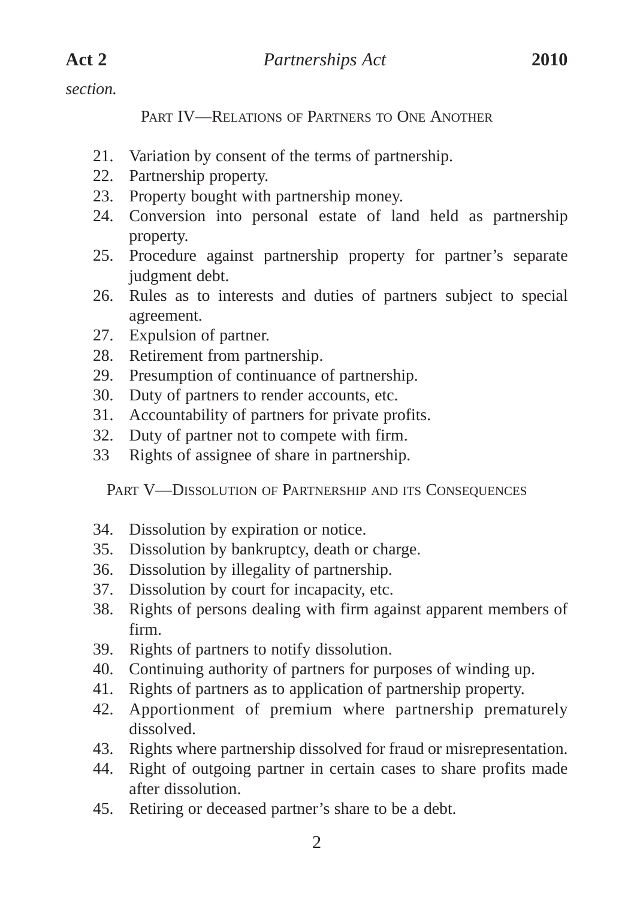*section.*

## PART IV—RELATIONS OF PARTNERS TO ONE ANOTHER

21. Variation by consent of the terms of partnership.
22. Partnership property.
23. Property bought with partnership money.
24. Conversion into personal estate of land held as partnership property.
25. Procedure against partnership property for partner's separate judgment debt.
26. Rules as to interests and duties of partners subject to special agreement.
27. Expulsion of partner.
28. Retirement from partnership.
29. Presumption of continuance of partnership.
30. Duty of partners to render accounts, etc.
31. Accountability of partners for private profits.
32. Duty of partner not to compete with firm.
33 Rights of assignee of share in partnership.

## PART V—DISSOLUTION OF PARTNERSHIP AND ITS CONSEQUENCES

34. Dissolution by expiration or notice.
35. Dissolution by bankruptcy, death or charge.
36. Dissolution by illegality of partnership.
37. Dissolution by court for incapacity, etc.
38. Rights of persons dealing with firm against apparent members of firm.
39. Rights of partners to notify dissolution.
40. Continuing authority of partners for purposes of winding up.
41. Rights of partners as to application of partnership property.
42. Apportionment of premium where partnership prematurely dissolved.
43. Rights where partnership dissolved for fraud or misrepresentation.
44. Right of outgoing partner in certain cases to share profits made after dissolution.
45. Retiring or deceased partner's share to be a debt.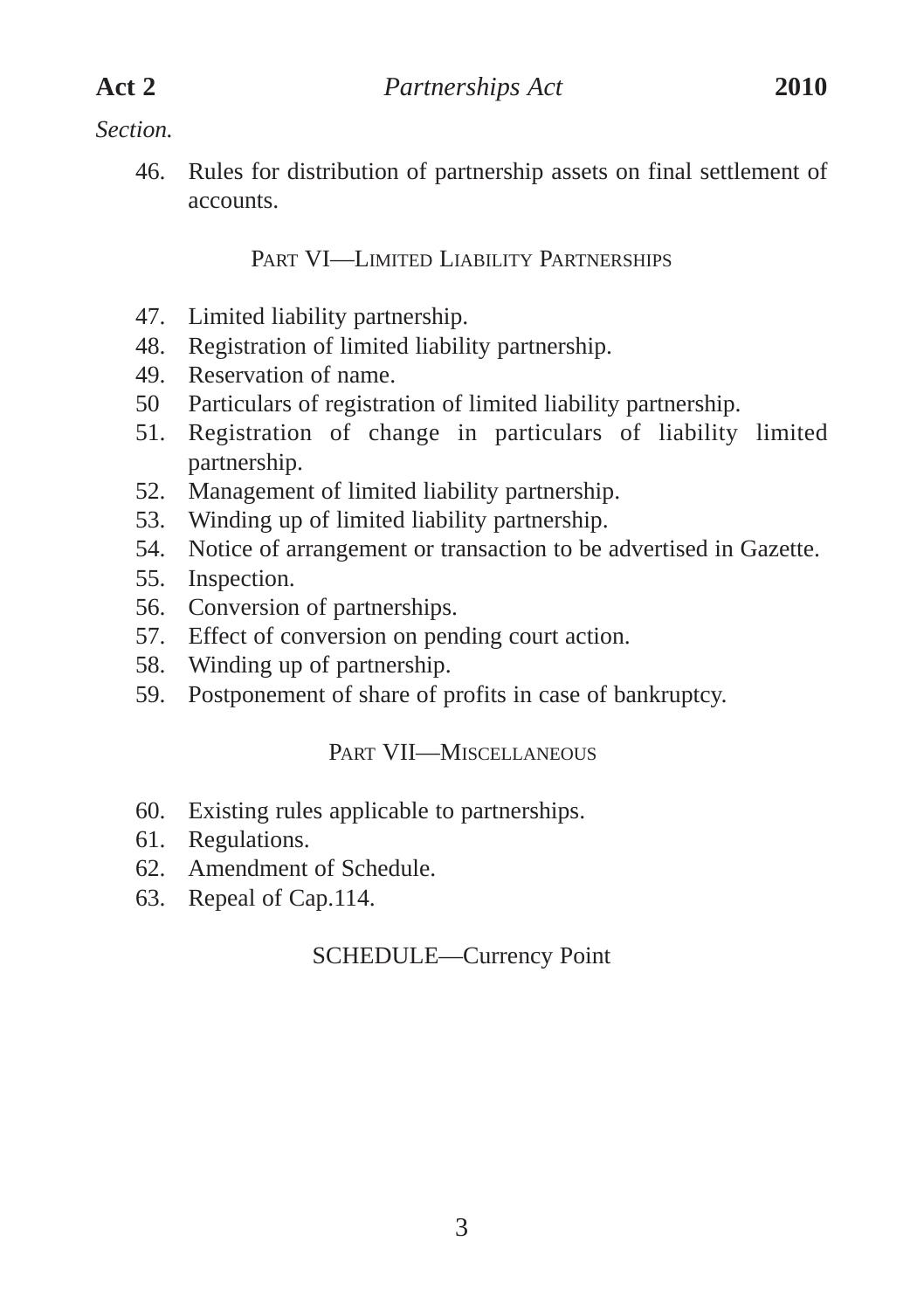*Section.*

46. Rules for distribution of partnership assets on final settlement of accounts.

PART VI—LIMITED LIABILITY PARTNERSHIPS

47. Limited liability partnership.
48. Registration of limited liability partnership.
49. Reservation of name.
50 Particulars of registration of limited liability partnership.
51. Registration of change in particulars of liability limited partnership.
52. Management of limited liability partnership.
53. Winding up of limited liability partnership.
54. Notice of arrangement or transaction to be advertised in Gazette.
55. Inspection.
56. Conversion of partnerships.
57. Effect of conversion on pending court action.
58. Winding up of partnership.
59. Postponement of share of profits in case of bankruptcy.

PART VII—MISCELLANEOUS

60. Existing rules applicable to partnerships.
61. Regulations.
62. Amendment of Schedule.
63. Repeal of Cap.114.

SCHEDULE—Currency Point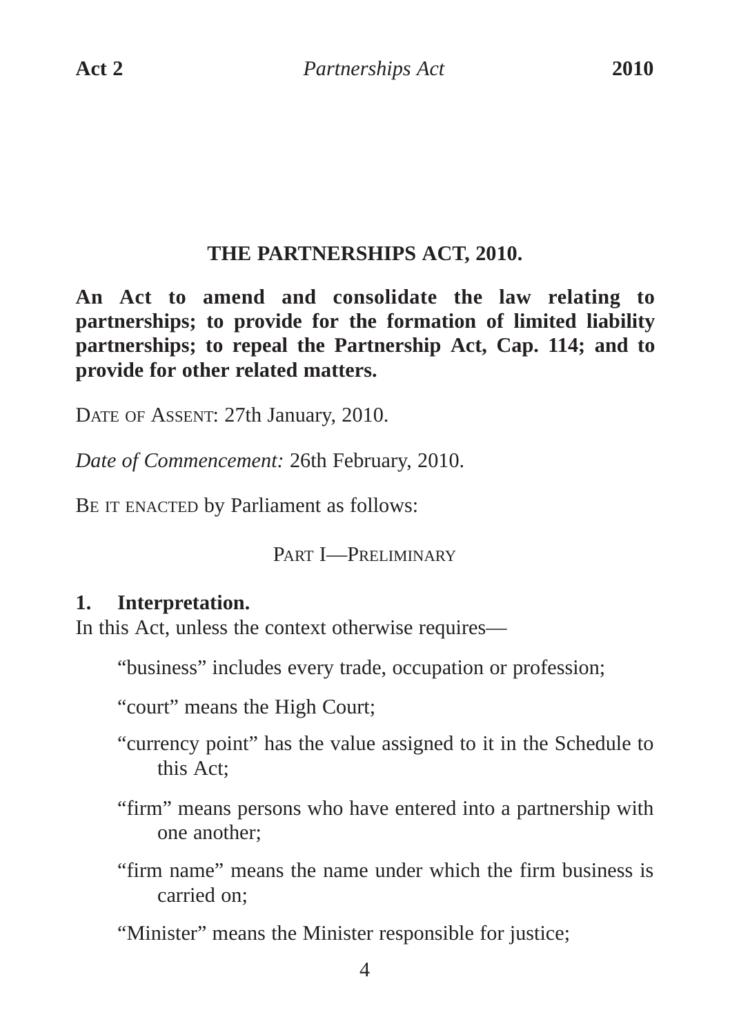# THE PARTNERSHIPS ACT, 2010.

**An Act to amend and consolidate the law relating to partnerships; to provide for the formation of limited liability partnerships; to repeal the Partnership Act, Cap. 114; and to provide for other related matters.**

DATE OF ASSENT: 27th January, 2010.

*Date of Commencement:* 26th February, 2010.

BE IT ENACTED by Parliament as follows:

## PART I—PRELIMINARY

### 1. Interpretation.

In this Act, unless the context otherwise requires—

"business" includes every trade, occupation or profession;

"court" means the High Court;

"currency point" has the value assigned to it in the Schedule to this Act;

"firm" means persons who have entered into a partnership with one another;

"firm name" means the name under which the firm business is carried on;

"Minister" means the Minister responsible for justice;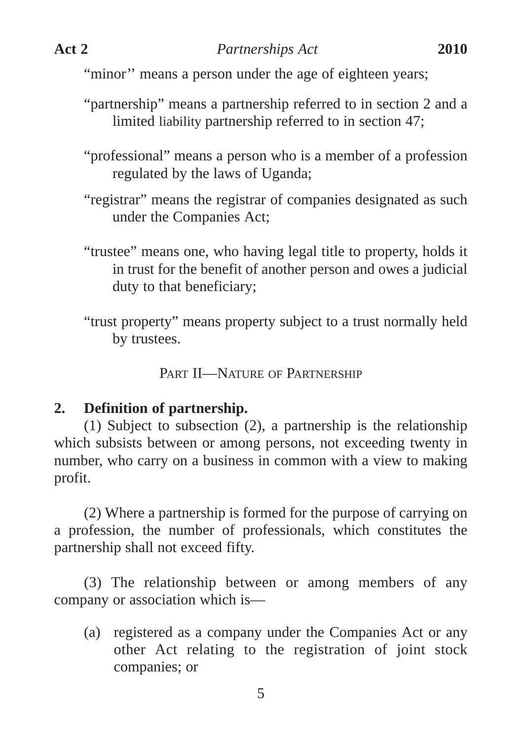"minor'' means a person under the age of eighteen years;

"partnership" means a partnership referred to in section 2 and a limited liability partnership referred to in section 47;

"professional" means a person who is a member of a profession regulated by the laws of Uganda;

"registrar" means the registrar of companies designated as such under the Companies Act;

"trustee" means one, who having legal title to property, holds it in trust for the benefit of another person and owes a judicial duty to that beneficiary;

"trust property" means property subject to a trust normally held by trustees.

## PART II—NATURE OF PARTNERSHIP

### 2. Definition of partnership.

(1) Subject to subsection (2), a partnership is the relationship which subsists between or among persons, not exceeding twenty in number, who carry on a business in common with a view to making profit.

(2) Where a partnership is formed for the purpose of carrying on a profession, the number of professionals, which constitutes the partnership shall not exceed fifty.

(3) The relationship between or among members of any company or association which is—

(a) registered as a company under the Companies Act or any other Act relating to the registration of joint stock companies; or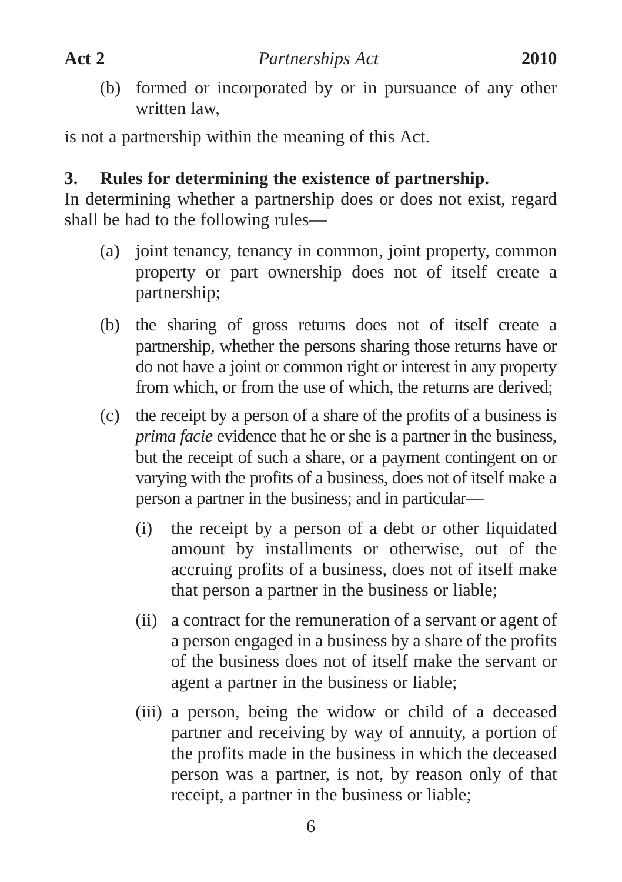(b) formed or incorporated by or in pursuance of any other written law,

is not a partnership within the meaning of this Act.

**3. Rules for determining the existence of partnership.**

In determining whether a partnership does or does not exist, regard shall be had to the following rules—

(a) joint tenancy, tenancy in common, joint property, common property or part ownership does not of itself create a partnership;

(b) the sharing of gross returns does not of itself create a partnership, whether the persons sharing those returns have or do not have a joint or common right or interest in any property from which, or from the use of which, the returns are derived;

(c) the receipt by a person of a share of the profits of a business is *prima facie* evidence that he or she is a partner in the business, but the receipt of such a share, or a payment contingent on or varying with the profits of a business, does not of itself make a person a partner in the business; and in particular—

  (i) the receipt by a person of a debt or other liquidated amount by installments or otherwise, out of the accruing profits of a business, does not of itself make that person a partner in the business or liable;

  (ii) a contract for the remuneration of a servant or agent of a person engaged in a business by a share of the profits of the business does not of itself make the servant or agent a partner in the business or liable;

  (iii) a person, being the widow or child of a deceased partner and receiving by way of annuity, a portion of the profits made in the business in which the deceased person was a partner, is not, by reason only of that receipt, a partner in the business or liable;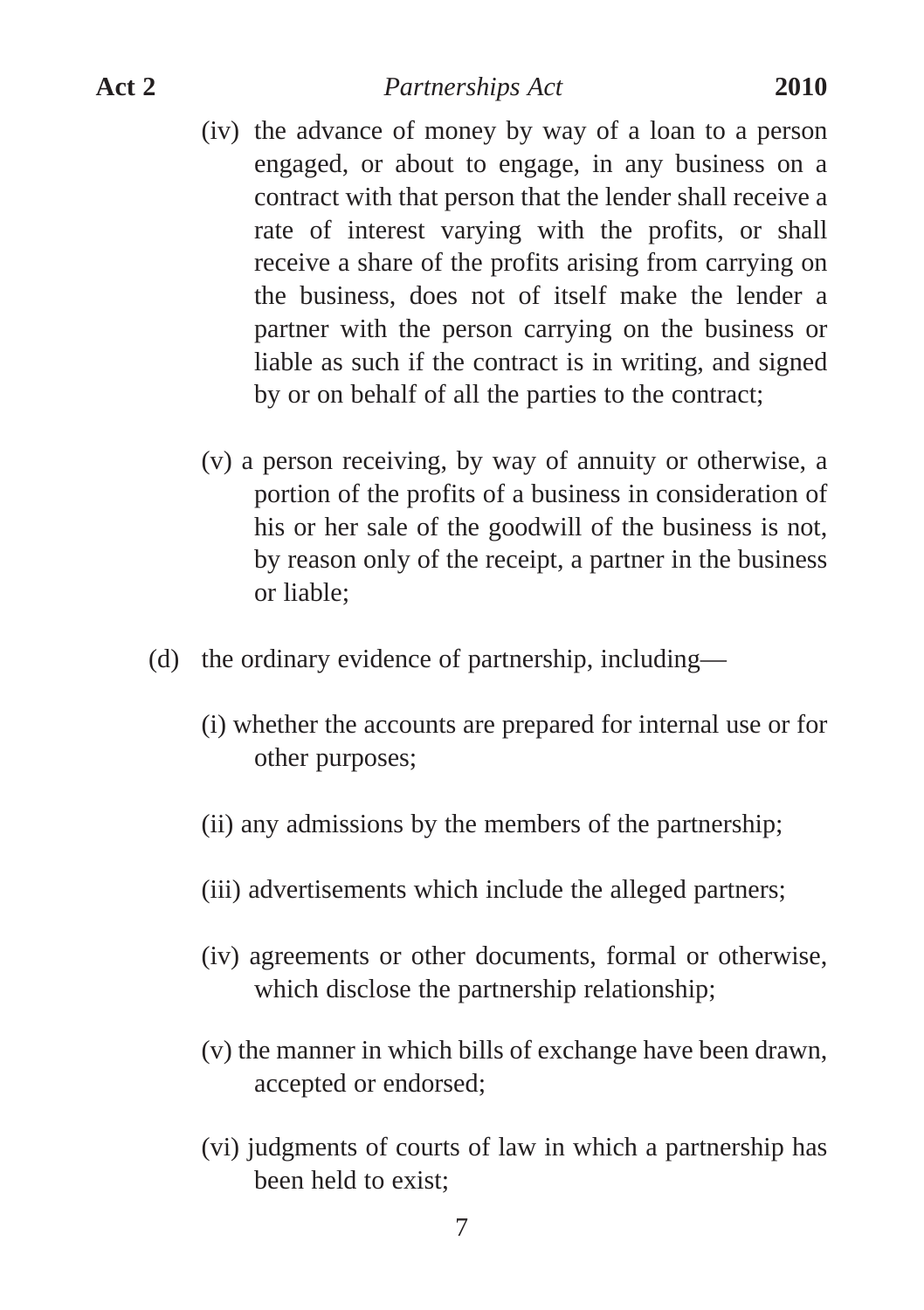(iv) the advance of money by way of a loan to a person engaged, or about to engage, in any business on a contract with that person that the lender shall receive a rate of interest varying with the profits, or shall receive a share of the profits arising from carrying on the business, does not of itself make the lender a partner with the person carrying on the business or liable as such if the contract is in writing, and signed by or on behalf of all the parties to the contract;

(v) a person receiving, by way of annuity or otherwise, a portion of the profits of a business in consideration of his or her sale of the goodwill of the business is not, by reason only of the receipt, a partner in the business or liable;

(d) the ordinary evidence of partnership, including—

(i) whether the accounts are prepared for internal use or for other purposes;

(ii) any admissions by the members of the partnership;

(iii) advertisements which include the alleged partners;

(iv) agreements or other documents, formal or otherwise, which disclose the partnership relationship;

(v) the manner in which bills of exchange have been drawn, accepted or endorsed;

(vi) judgments of courts of law in which a partnership has been held to exist;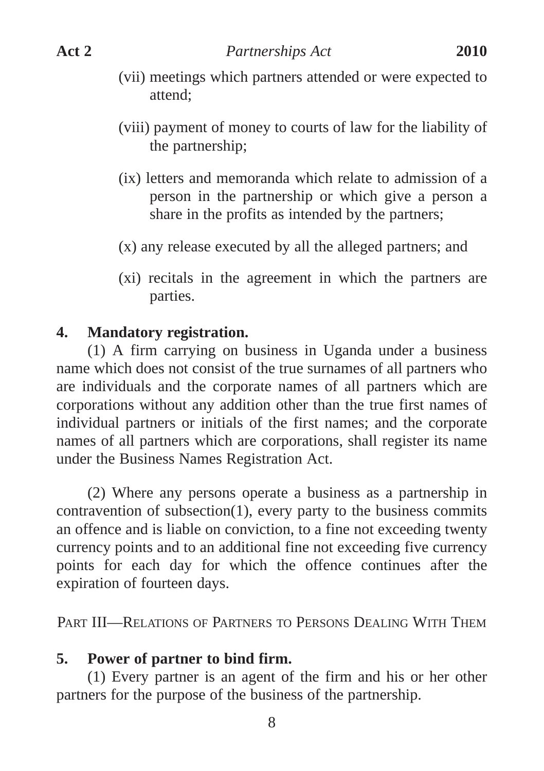(vii) meetings which partners attended or were expected to attend;

(viii) payment of money to courts of law for the liability of the partnership;

(ix) letters and memoranda which relate to admission of a person in the partnership or which give a person a share in the profits as intended by the partners;

(x) any release executed by all the alleged partners; and

(xi) recitals in the agreement in which the partners are parties.

**4. Mandatory registration.**

(1) A firm carrying on business in Uganda under a business name which does not consist of the true surnames of all partners who are individuals and the corporate names of all partners which are corporations without any addition other than the true first names of individual partners or initials of the first names; and the corporate names of all partners which are corporations, shall register its name under the Business Names Registration Act.

(2) Where any persons operate a business as a partnership in contravention of subsection(1), every party to the business commits an offence and is liable on conviction, to a fine not exceeding twenty currency points and to an additional fine not exceeding five currency points for each day for which the offence continues after the expiration of fourteen days.

## PART III—RELATIONS OF PARTNERS TO PERSONS DEALING WITH THEM

**5. Power of partner to bind firm.**

(1) Every partner is an agent of the firm and his or her other partners for the purpose of the business of the partnership.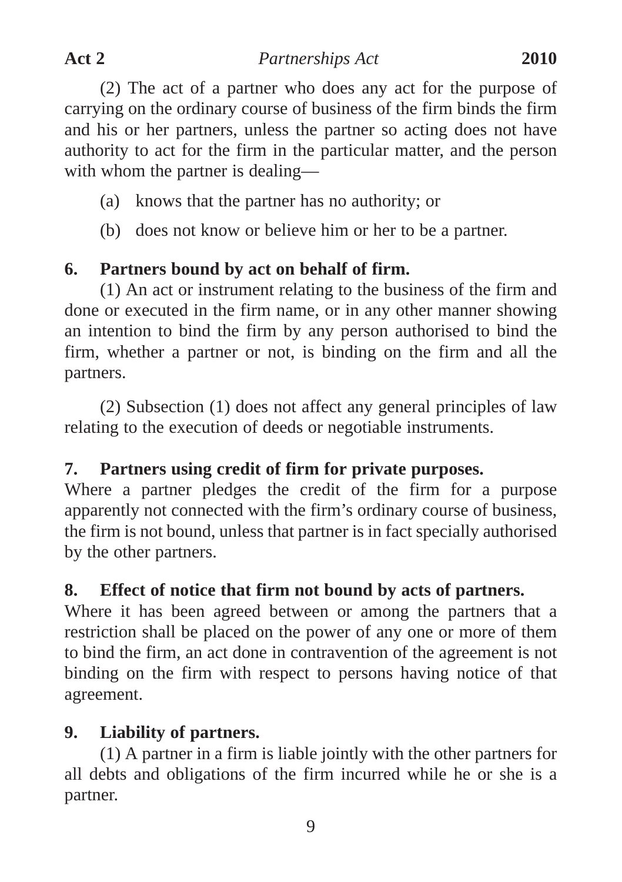(2) The act of a partner who does any act for the purpose of carrying on the ordinary course of business of the firm binds the firm and his or her partners, unless the partner so acting does not have authority to act for the firm in the particular matter, and the person with whom the partner is dealing—

(a) knows that the partner has no authority; or

(b) does not know or believe him or her to be a partner.

**6. Partners bound by act on behalf of firm.**

(1) An act or instrument relating to the business of the firm and done or executed in the firm name, or in any other manner showing an intention to bind the firm by any person authorised to bind the firm, whether a partner or not, is binding on the firm and all the partners.

(2) Subsection (1) does not affect any general principles of law relating to the execution of deeds or negotiable instruments.

**7. Partners using credit of firm for private purposes.**

Where a partner pledges the credit of the firm for a purpose apparently not connected with the firm's ordinary course of business, the firm is not bound, unless that partner is in fact specially authorised by the other partners.

**8. Effect of notice that firm not bound by acts of partners.**

Where it has been agreed between or among the partners that a restriction shall be placed on the power of any one or more of them to bind the firm, an act done in contravention of the agreement is not binding on the firm with respect to persons having notice of that agreement.

**9. Liability of partners.**

(1) A partner in a firm is liable jointly with the other partners for all debts and obligations of the firm incurred while he or she is a partner.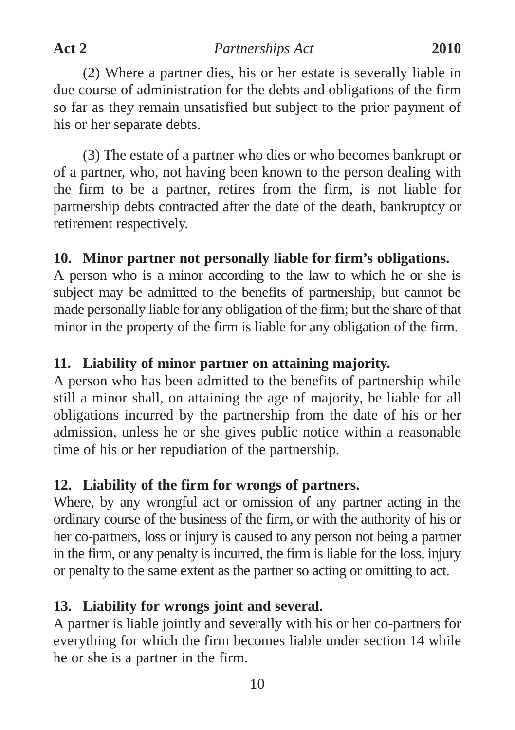(2) Where a partner dies, his or her estate is severally liable in due course of administration for the debts and obligations of the firm so far as they remain unsatisfied but subject to the prior payment of his or her separate debts.

(3) The estate of a partner who dies or who becomes bankrupt or of a partner, who, not having been known to the person dealing with the firm to be a partner, retires from the firm, is not liable for partnership debts contracted after the date of the death, bankruptcy or retirement respectively.

**10. Minor partner not personally liable for firm's obligations.**
A person who is a minor according to the law to which he or she is subject may be admitted to the benefits of partnership, but cannot be made personally liable for any obligation of the firm; but the share of that minor in the property of the firm is liable for any obligation of the firm.

**11. Liability of minor partner on attaining majority.**
A person who has been admitted to the benefits of partnership while still a minor shall, on attaining the age of majority, be liable for all obligations incurred by the partnership from the date of his or her admission, unless he or she gives public notice within a reasonable time of his or her repudiation of the partnership.

**12. Liability of the firm for wrongs of partners.**
Where, by any wrongful act or omission of any partner acting in the ordinary course of the business of the firm, or with the authority of his or her co-partners, loss or injury is caused to any person not being a partner in the firm, or any penalty is incurred, the firm is liable for the loss, injury or penalty to the same extent as the partner so acting or omitting to act.

**13. Liability for wrongs joint and several.**
A partner is liable jointly and severally with his or her co-partners for everything for which the firm becomes liable under section 14 while he or she is a partner in the firm.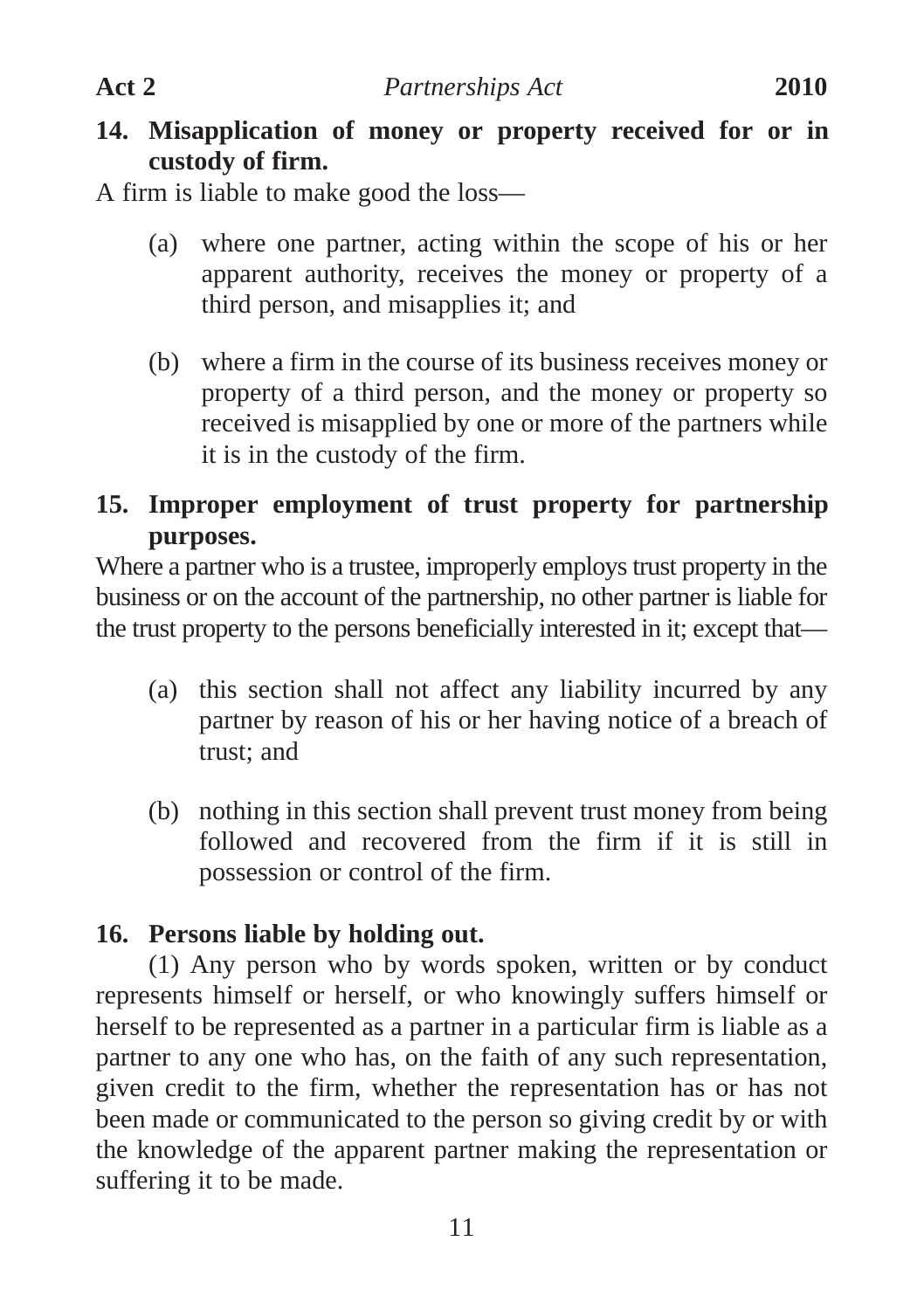### 14. Misapplication of money or property received for or in custody of firm.

A firm is liable to make good the loss—

(a) where one partner, acting within the scope of his or her apparent authority, receives the money or property of a third person, and misapplies it; and

(b) where a firm in the course of its business receives money or property of a third person, and the money or property so received is misapplied by one or more of the partners while it is in the custody of the firm.

### 15. Improper employment of trust property for partnership purposes.

Where a partner who is a trustee, improperly employs trust property in the business or on the account of the partnership, no other partner is liable for the trust property to the persons beneficially interested in it; except that—

(a) this section shall not affect any liability incurred by any partner by reason of his or her having notice of a breach of trust; and

(b) nothing in this section shall prevent trust money from being followed and recovered from the firm if it is still in possession or control of the firm.

### 16. Persons liable by holding out.

(1) Any person who by words spoken, written or by conduct represents himself or herself, or who knowingly suffers himself or herself to be represented as a partner in a particular firm is liable as a partner to any one who has, on the faith of any such representation, given credit to the firm, whether the representation has or has not been made or communicated to the person so giving credit by or with the knowledge of the apparent partner making the representation or suffering it to be made.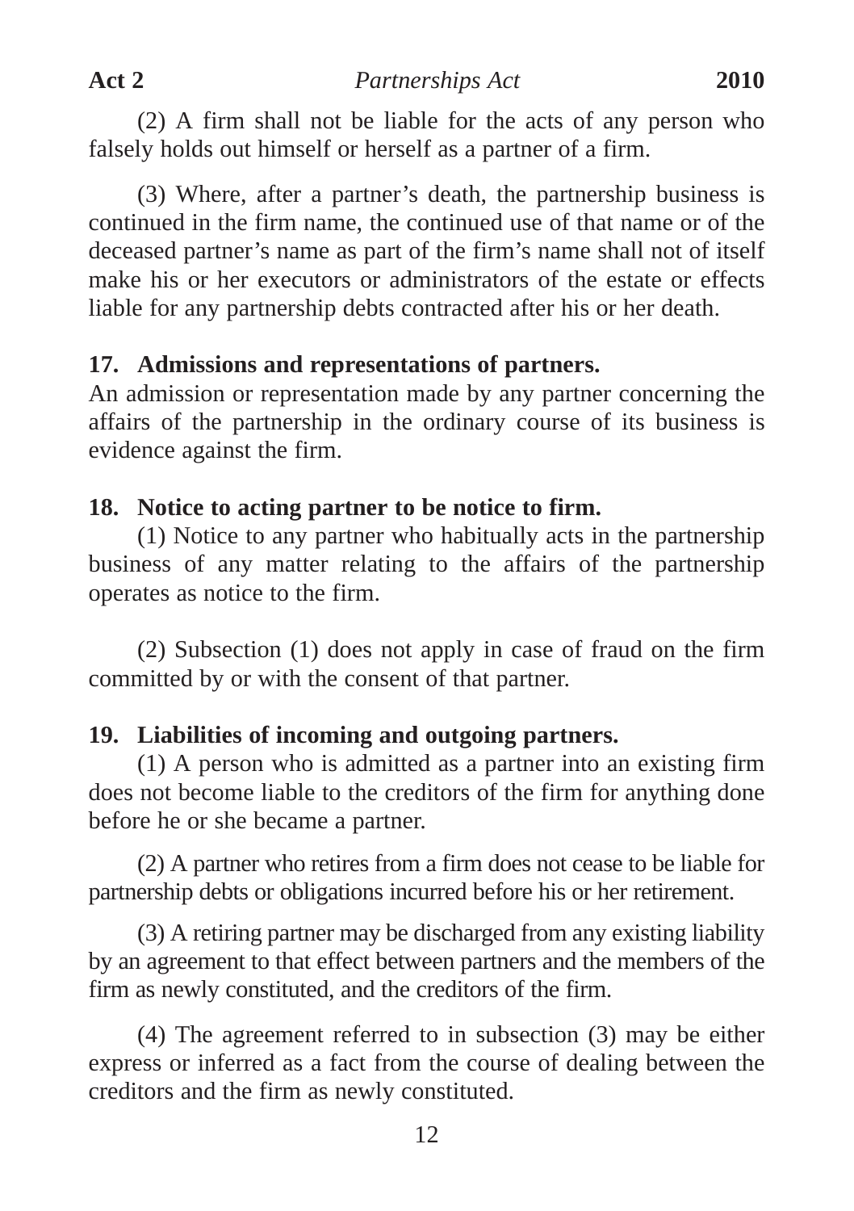(2) A firm shall not be liable for the acts of any person who falsely holds out himself or herself as a partner of a firm.

(3) Where, after a partner's death, the partnership business is continued in the firm name, the continued use of that name or of the deceased partner's name as part of the firm's name shall not of itself make his or her executors or administrators of the estate or effects liable for any partnership debts contracted after his or her death.

**17. Admissions and representations of partners.**

An admission or representation made by any partner concerning the affairs of the partnership in the ordinary course of its business is evidence against the firm.

**18. Notice to acting partner to be notice to firm.**

(1) Notice to any partner who habitually acts in the partnership business of any matter relating to the affairs of the partnership operates as notice to the firm.

(2) Subsection (1) does not apply in case of fraud on the firm committed by or with the consent of that partner.

**19. Liabilities of incoming and outgoing partners.**

(1) A person who is admitted as a partner into an existing firm does not become liable to the creditors of the firm for anything done before he or she became a partner.

(2) A partner who retires from a firm does not cease to be liable for partnership debts or obligations incurred before his or her retirement.

(3) A retiring partner may be discharged from any existing liability by an agreement to that effect between partners and the members of the firm as newly constituted, and the creditors of the firm.

(4) The agreement referred to in subsection (3) may be either express or inferred as a fact from the course of dealing between the creditors and the firm as newly constituted.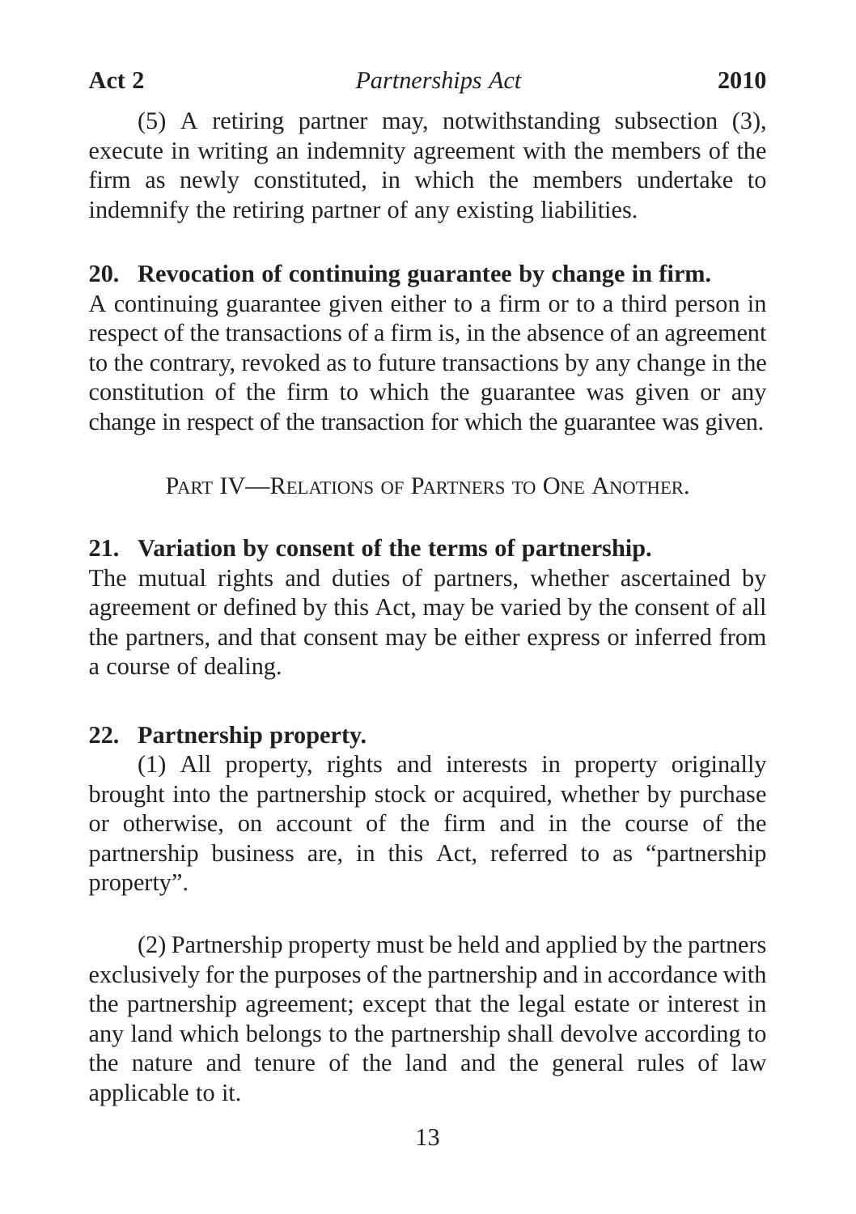(5) A retiring partner may, notwithstanding subsection (3), execute in writing an indemnity agreement with the members of the firm as newly constituted, in which the members undertake to indemnify the retiring partner of any existing liabilities.

**20. Revocation of continuing guarantee by change in firm.**

A continuing guarantee given either to a firm or to a third person in respect of the transactions of a firm is, in the absence of an agreement to the contrary, revoked as to future transactions by any change in the constitution of the firm to which the guarantee was given or any change in respect of the transaction for which the guarantee was given.

## PART IV—RELATIONS OF PARTNERS TO ONE ANOTHER.

**21. Variation by consent of the terms of partnership.**

The mutual rights and duties of partners, whether ascertained by agreement or defined by this Act, may be varied by the consent of all the partners, and that consent may be either express or inferred from a course of dealing.

**22. Partnership property.**

(1) All property, rights and interests in property originally brought into the partnership stock or acquired, whether by purchase or otherwise, on account of the firm and in the course of the partnership business are, in this Act, referred to as "partnership property".

(2) Partnership property must be held and applied by the partners exclusively for the purposes of the partnership and in accordance with the partnership agreement; except that the legal estate or interest in any land which belongs to the partnership shall devolve according to the nature and tenure of the land and the general rules of law applicable to it.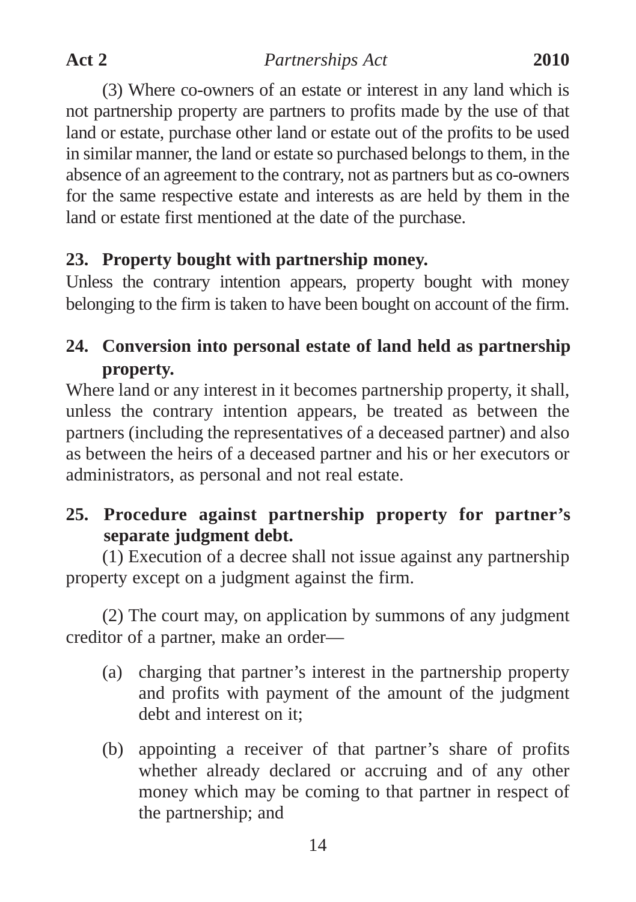(3) Where co-owners of an estate or interest in any land which is not partnership property are partners to profits made by the use of that land or estate, purchase other land or estate out of the profits to be used in similar manner, the land or estate so purchased belongs to them, in the absence of an agreement to the contrary, not as partners but as co-owners for the same respective estate and interests as are held by them in the land or estate first mentioned at the date of the purchase.

### 23. Property bought with partnership money.

Unless the contrary intention appears, property bought with money belonging to the firm is taken to have been bought on account of the firm.

### 24. Conversion into personal estate of land held as partnership property.

Where land or any interest in it becomes partnership property, it shall, unless the contrary intention appears, be treated as between the partners (including the representatives of a deceased partner) and also as between the heirs of a deceased partner and his or her executors or administrators, as personal and not real estate.

### 25. Procedure against partnership property for partner's separate judgment debt.

(1) Execution of a decree shall not issue against any partnership property except on a judgment against the firm.

(2) The court may, on application by summons of any judgment creditor of a partner, make an order—

(a) charging that partner's interest in the partnership property and profits with payment of the amount of the judgment debt and interest on it;

(b) appointing a receiver of that partner's share of profits whether already declared or accruing and of any other money which may be coming to that partner in respect of the partnership; and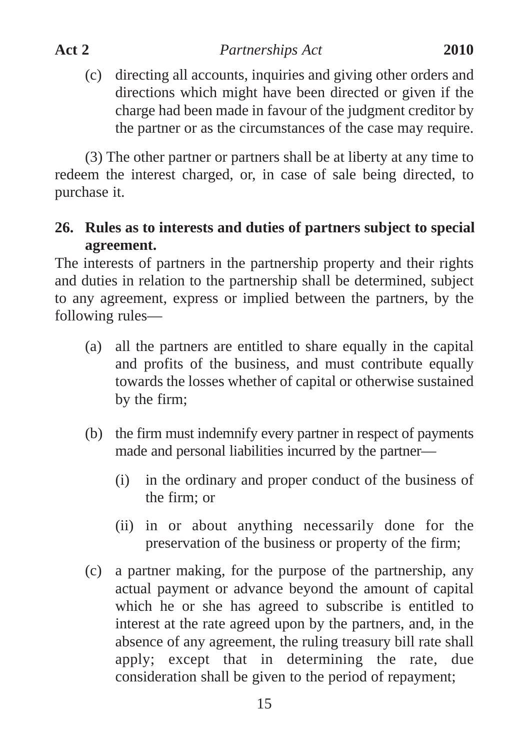(c) directing all accounts, inquiries and giving other orders and directions which might have been directed or given if the charge had been made in favour of the judgment creditor by the partner or as the circumstances of the case may require.

(3) The other partner or partners shall be at liberty at any time to redeem the interest charged, or, in case of sale being directed, to purchase it.

**26. Rules as to interests and duties of partners subject to special agreement.**

The interests of partners in the partnership property and their rights and duties in relation to the partnership shall be determined, subject to any agreement, express or implied between the partners, by the following rules—

(a) all the partners are entitled to share equally in the capital and profits of the business, and must contribute equally towards the losses whether of capital or otherwise sustained by the firm;

(b) the firm must indemnify every partner in respect of payments made and personal liabilities incurred by the partner—

  (i) in the ordinary and proper conduct of the business of the firm; or

  (ii) in or about anything necessarily done for the preservation of the business or property of the firm;

(c) a partner making, for the purpose of the partnership, any actual payment or advance beyond the amount of capital which he or she has agreed to subscribe is entitled to interest at the rate agreed upon by the partners, and, in the absence of any agreement, the ruling treasury bill rate shall apply; except that in determining the rate, due consideration shall be given to the period of repayment;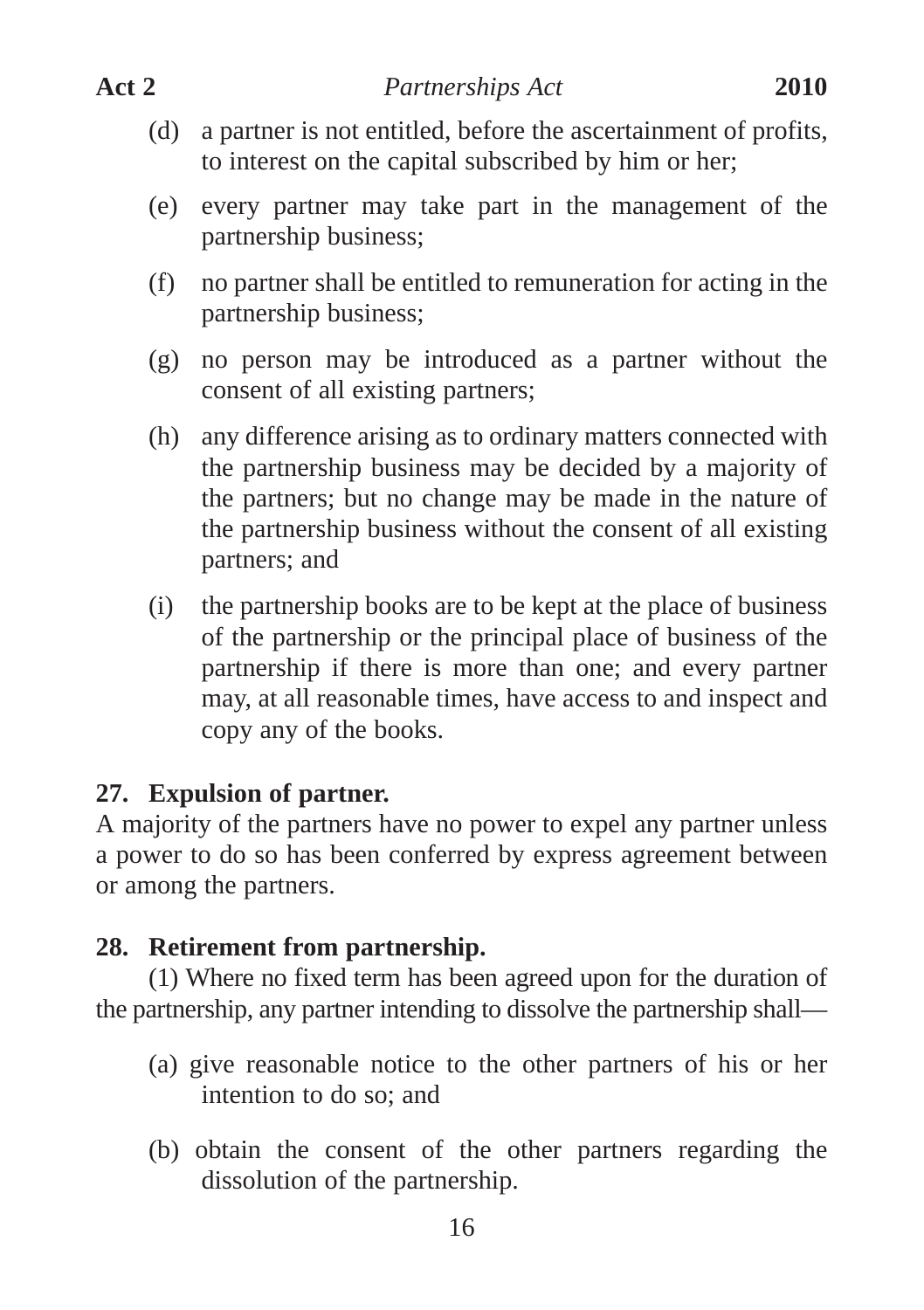(d) a partner is not entitled, before the ascertainment of profits, to interest on the capital subscribed by him or her;

(e) every partner may take part in the management of the partnership business;

(f) no partner shall be entitled to remuneration for acting in the partnership business;

(g) no person may be introduced as a partner without the consent of all existing partners;

(h) any difference arising as to ordinary matters connected with the partnership business may be decided by a majority of the partners; but no change may be made in the nature of the partnership business without the consent of all existing partners; and

(i) the partnership books are to be kept at the place of business of the partnership or the principal place of business of the partnership if there is more than one; and every partner may, at all reasonable times, have access to and inspect and copy any of the books.

**27. Expulsion of partner.**

A majority of the partners have no power to expel any partner unless a power to do so has been conferred by express agreement between or among the partners.

**28. Retirement from partnership.**

(1) Where no fixed term has been agreed upon for the duration of the partnership, any partner intending to dissolve the partnership shall—

(a) give reasonable notice to the other partners of his or her intention to do so; and

(b) obtain the consent of the other partners regarding the dissolution of the partnership.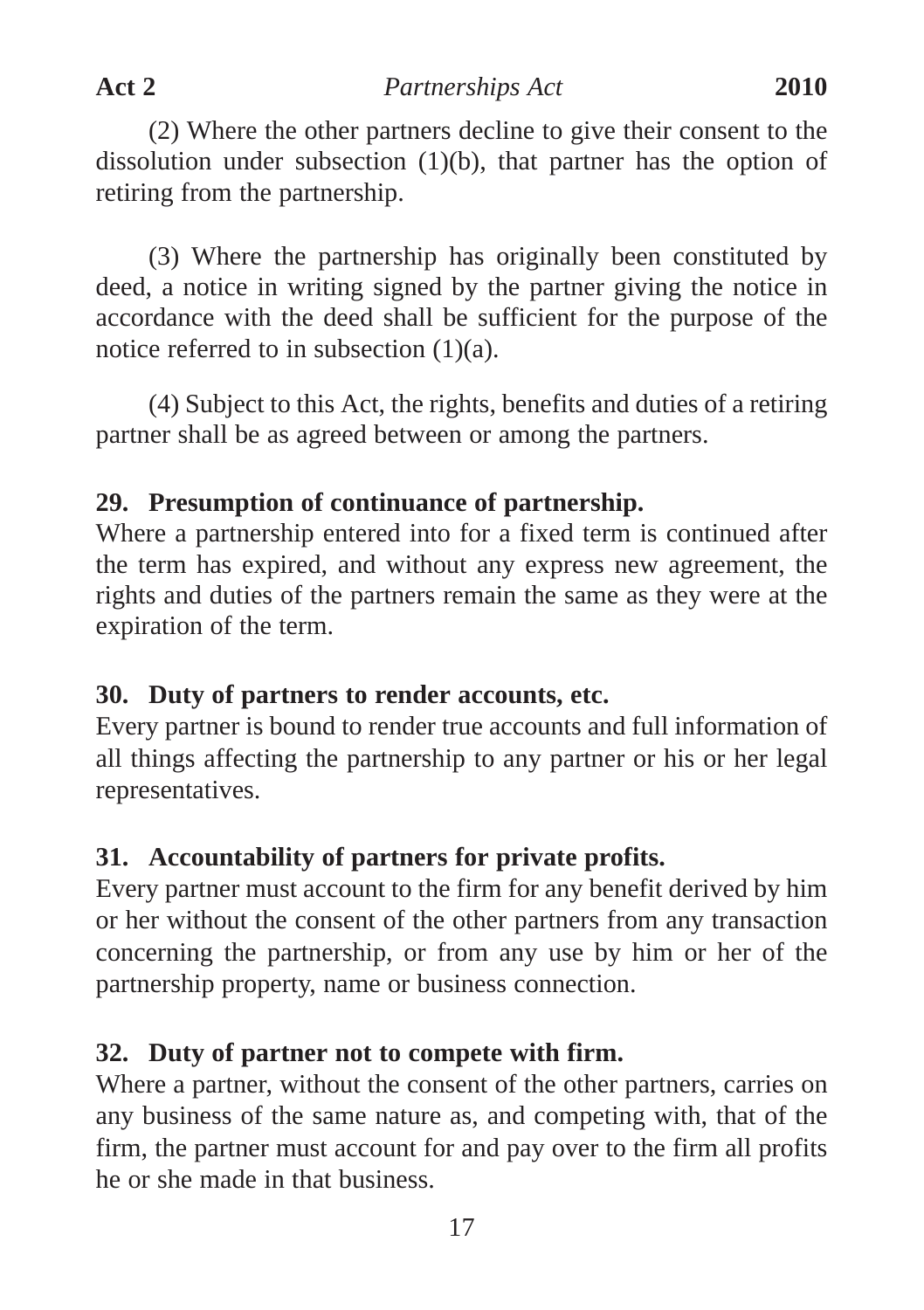(2) Where the other partners decline to give their consent to the dissolution under subsection (1)(b), that partner has the option of retiring from the partnership.

(3) Where the partnership has originally been constituted by deed, a notice in writing signed by the partner giving the notice in accordance with the deed shall be sufficient for the purpose of the notice referred to in subsection (1)(a).

(4) Subject to this Act, the rights, benefits and duties of a retiring partner shall be as agreed between or among the partners.

**29. Presumption of continuance of partnership.**

Where a partnership entered into for a fixed term is continued after the term has expired, and without any express new agreement, the rights and duties of the partners remain the same as they were at the expiration of the term.

**30. Duty of partners to render accounts, etc.**

Every partner is bound to render true accounts and full information of all things affecting the partnership to any partner or his or her legal representatives.

**31. Accountability of partners for private profits.**

Every partner must account to the firm for any benefit derived by him or her without the consent of the other partners from any transaction concerning the partnership, or from any use by him or her of the partnership property, name or business connection.

**32. Duty of partner not to compete with firm.**

Where a partner, without the consent of the other partners, carries on any business of the same nature as, and competing with, that of the firm, the partner must account for and pay over to the firm all profits he or she made in that business.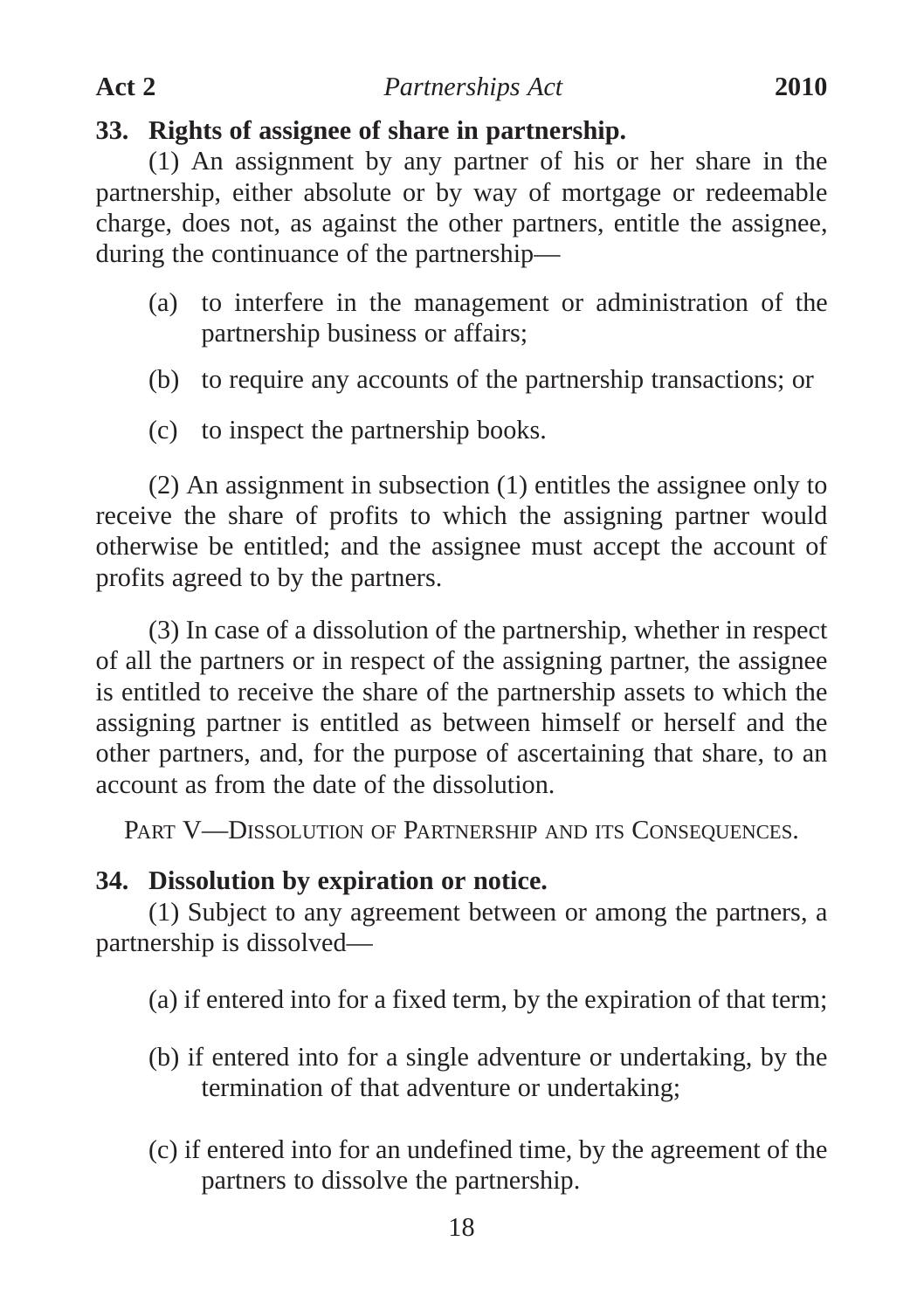### 33. Rights of assignee of share in partnership.

(1) An assignment by any partner of his or her share in the partnership, either absolute or by way of mortgage or redeemable charge, does not, as against the other partners, entitle the assignee, during the continuance of the partnership—

(a) to interfere in the management or administration of the partnership business or affairs;

(b) to require any accounts of the partnership transactions; or

(c) to inspect the partnership books.

(2) An assignment in subsection (1) entitles the assignee only to receive the share of profits to which the assigning partner would otherwise be entitled; and the assignee must accept the account of profits agreed to by the partners.

(3) In case of a dissolution of the partnership, whether in respect of all the partners or in respect of the assigning partner, the assignee is entitled to receive the share of the partnership assets to which the assigning partner is entitled as between himself or herself and the other partners, and, for the purpose of ascertaining that share, to an account as from the date of the dissolution.

## PART V—DISSOLUTION OF PARTNERSHIP AND ITS CONSEQUENCES.

### 34. Dissolution by expiration or notice.

(1) Subject to any agreement between or among the partners, a partnership is dissolved—

(a) if entered into for a fixed term, by the expiration of that term;

(b) if entered into for a single adventure or undertaking, by the termination of that adventure or undertaking;

(c) if entered into for an undefined time, by the agreement of the partners to dissolve the partnership.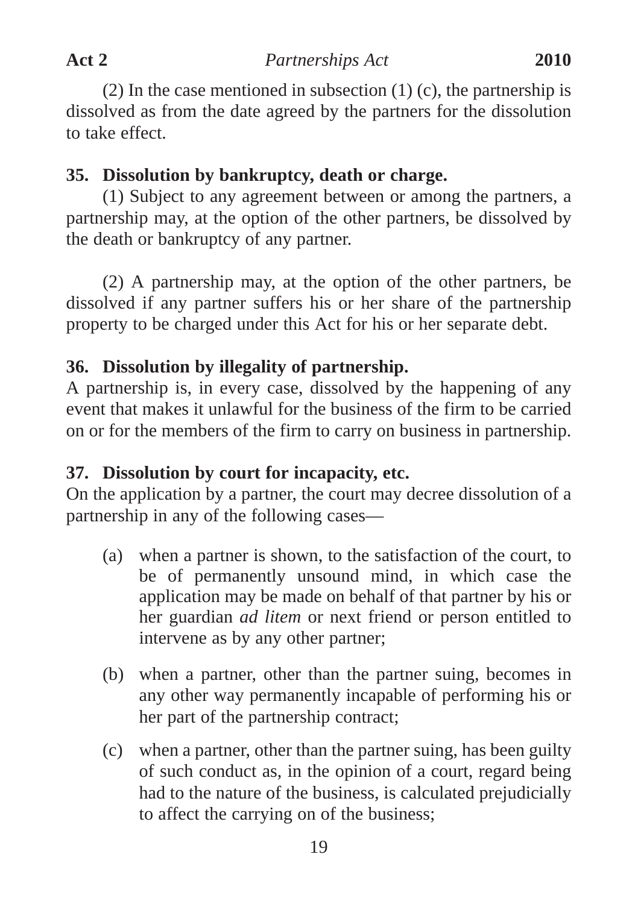(2) In the case mentioned in subsection (1) (c), the partnership is dissolved as from the date agreed by the partners for the dissolution to take effect.

### 35. Dissolution by bankruptcy, death or charge.

(1) Subject to any agreement between or among the partners, a partnership may, at the option of the other partners, be dissolved by the death or bankruptcy of any partner.

(2) A partnership may, at the option of the other partners, be dissolved if any partner suffers his or her share of the partnership property to be charged under this Act for his or her separate debt.

### 36. Dissolution by illegality of partnership.

A partnership is, in every case, dissolved by the happening of any event that makes it unlawful for the business of the firm to be carried on or for the members of the firm to carry on business in partnership.

### 37. Dissolution by court for incapacity, etc.

On the application by a partner, the court may decree dissolution of a partnership in any of the following cases—

(a) when a partner is shown, to the satisfaction of the court, to be of permanently unsound mind, in which case the application may be made on behalf of that partner by his or her guardian *ad litem* or next friend or person entitled to intervene as by any other partner;

(b) when a partner, other than the partner suing, becomes in any other way permanently incapable of performing his or her part of the partnership contract;

(c) when a partner, other than the partner suing, has been guilty of such conduct as, in the opinion of a court, regard being had to the nature of the business, is calculated prejudicially to affect the carrying on of the business;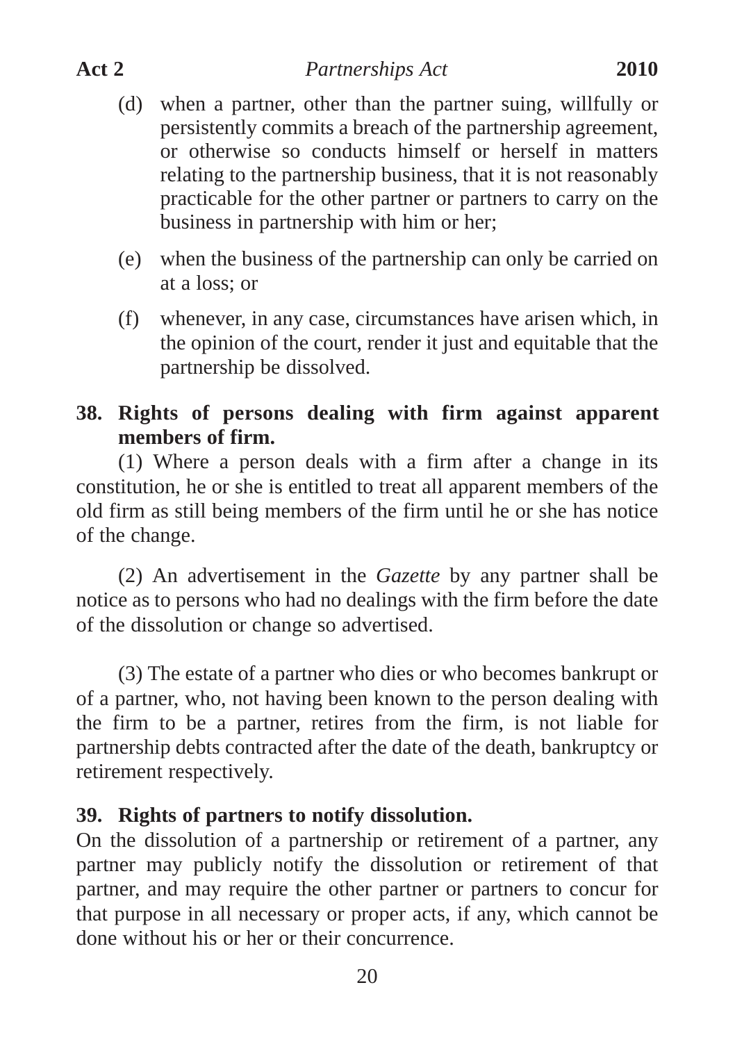(d) when a partner, other than the partner suing, willfully or persistently commits a breach of the partnership agreement, or otherwise so conducts himself or herself in matters relating to the partnership business, that it is not reasonably practicable for the other partner or partners to carry on the business in partnership with him or her;

(e) when the business of the partnership can only be carried on at a loss; or

(f) whenever, in any case, circumstances have arisen which, in the opinion of the court, render it just and equitable that the partnership be dissolved.

**38. Rights of persons dealing with firm against apparent members of firm.**

(1) Where a person deals with a firm after a change in its constitution, he or she is entitled to treat all apparent members of the old firm as still being members of the firm until he or she has notice of the change.

(2) An advertisement in the *Gazette* by any partner shall be notice as to persons who had no dealings with the firm before the date of the dissolution or change so advertised.

(3) The estate of a partner who dies or who becomes bankrupt or of a partner, who, not having been known to the person dealing with the firm to be a partner, retires from the firm, is not liable for partnership debts contracted after the date of the death, bankruptcy or retirement respectively.

**39. Rights of partners to notify dissolution.**

On the dissolution of a partnership or retirement of a partner, any partner may publicly notify the dissolution or retirement of that partner, and may require the other partner or partners to concur for that purpose in all necessary or proper acts, if any, which cannot be done without his or her or their concurrence.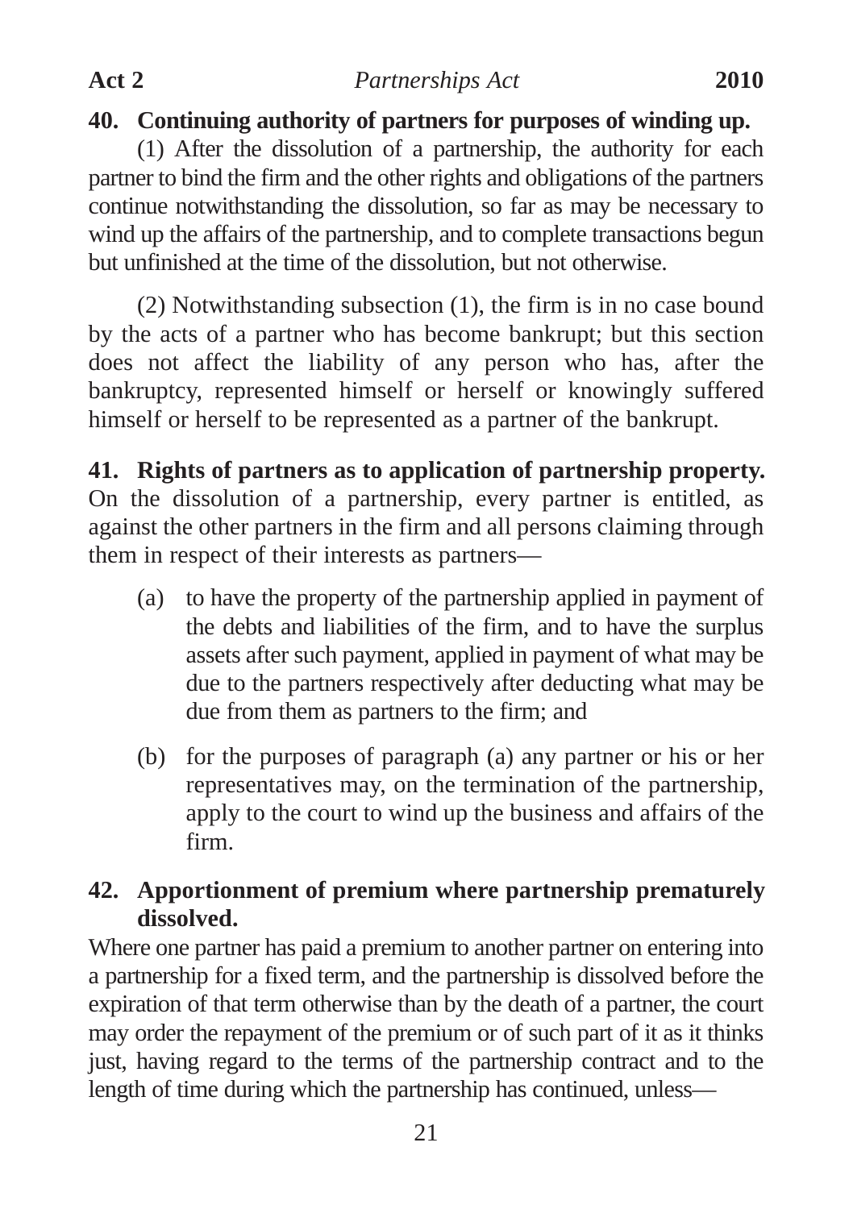### 40. Continuing authority of partners for purposes of winding up.

(1) After the dissolution of a partnership, the authority for each partner to bind the firm and the other rights and obligations of the partners continue notwithstanding the dissolution, so far as may be necessary to wind up the affairs of the partnership, and to complete transactions begun but unfinished at the time of the dissolution, but not otherwise.

(2) Notwithstanding subsection (1), the firm is in no case bound by the acts of a partner who has become bankrupt; but this section does not affect the liability of any person who has, after the bankruptcy, represented himself or herself or knowingly suffered himself or herself to be represented as a partner of the bankrupt.

### 41. Rights of partners as to application of partnership property.

On the dissolution of a partnership, every partner is entitled, as against the other partners in the firm and all persons claiming through them in respect of their interests as partners—

(a) to have the property of the partnership applied in payment of the debts and liabilities of the firm, and to have the surplus assets after such payment, applied in payment of what may be due to the partners respectively after deducting what may be due from them as partners to the firm; and

(b) for the purposes of paragraph (a) any partner or his or her representatives may, on the termination of the partnership, apply to the court to wind up the business and affairs of the firm.

### 42. Apportionment of premium where partnership prematurely dissolved.

Where one partner has paid a premium to another partner on entering into a partnership for a fixed term, and the partnership is dissolved before the expiration of that term otherwise than by the death of a partner, the court may order the repayment of the premium or of such part of it as it thinks just, having regard to the terms of the partnership contract and to the length of time during which the partnership has continued, unless—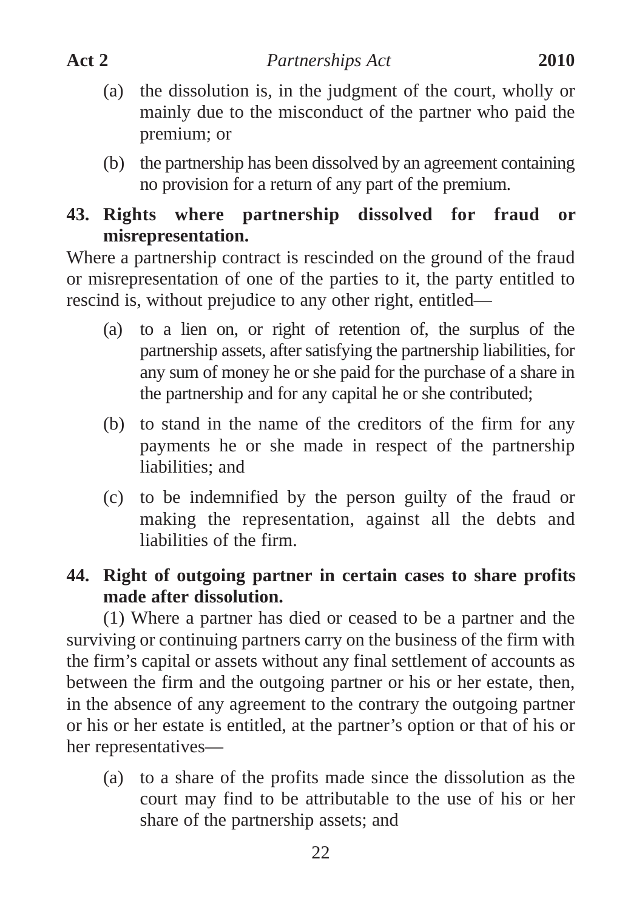(a) the dissolution is, in the judgment of the court, wholly or mainly due to the misconduct of the partner who paid the premium; or

(b) the partnership has been dissolved by an agreement containing no provision for a return of any part of the premium.

**43. Rights where partnership dissolved for fraud or misrepresentation.**

Where a partnership contract is rescinded on the ground of the fraud or misrepresentation of one of the parties to it, the party entitled to rescind is, without prejudice to any other right, entitled—

(a) to a lien on, or right of retention of, the surplus of the partnership assets, after satisfying the partnership liabilities, for any sum of money he or she paid for the purchase of a share in the partnership and for any capital he or she contributed;

(b) to stand in the name of the creditors of the firm for any payments he or she made in respect of the partnership liabilities; and

(c) to be indemnified by the person guilty of the fraud or making the representation, against all the debts and liabilities of the firm.

**44. Right of outgoing partner in certain cases to share profits made after dissolution.**

(1) Where a partner has died or ceased to be a partner and the surviving or continuing partners carry on the business of the firm with the firm's capital or assets without any final settlement of accounts as between the firm and the outgoing partner or his or her estate, then, in the absence of any agreement to the contrary the outgoing partner or his or her estate is entitled, at the partner's option or that of his or her representatives—

(a) to a share of the profits made since the dissolution as the court may find to be attributable to the use of his or her share of the partnership assets; and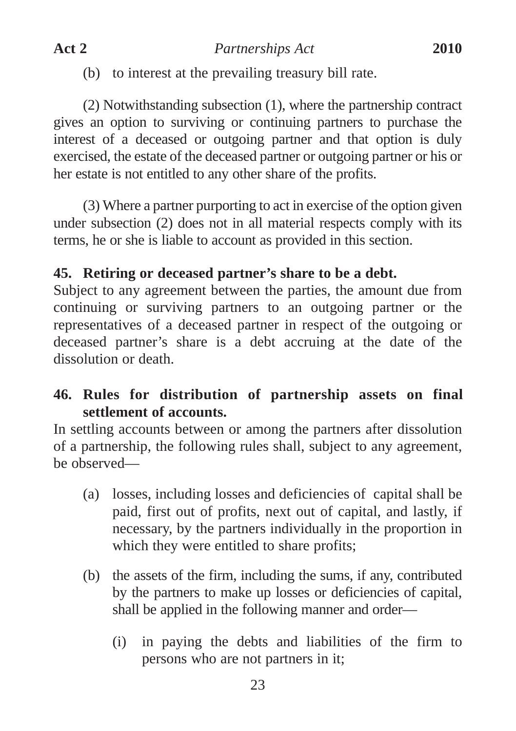(b) to interest at the prevailing treasury bill rate.

(2) Notwithstanding subsection (1), where the partnership contract gives an option to surviving or continuing partners to purchase the interest of a deceased or outgoing partner and that option is duly exercised, the estate of the deceased partner or outgoing partner or his or her estate is not entitled to any other share of the profits.

(3) Where a partner purporting to act in exercise of the option given under subsection (2) does not in all material respects comply with its terms, he or she is liable to account as provided in this section.

**45. Retiring or deceased partner's share to be a debt.**

Subject to any agreement between the parties, the amount due from continuing or surviving partners to an outgoing partner or the representatives of a deceased partner in respect of the outgoing or deceased partner's share is a debt accruing at the date of the dissolution or death.

**46. Rules for distribution of partnership assets on final settlement of accounts.**

In settling accounts between or among the partners after dissolution of a partnership, the following rules shall, subject to any agreement, be observed—

(a) losses, including losses and deficiencies of capital shall be paid, first out of profits, next out of capital, and lastly, if necessary, by the partners individually in the proportion in which they were entitled to share profits;

(b) the assets of the firm, including the sums, if any, contributed by the partners to make up losses or deficiencies of capital, shall be applied in the following manner and order—

(i) in paying the debts and liabilities of the firm to persons who are not partners in it;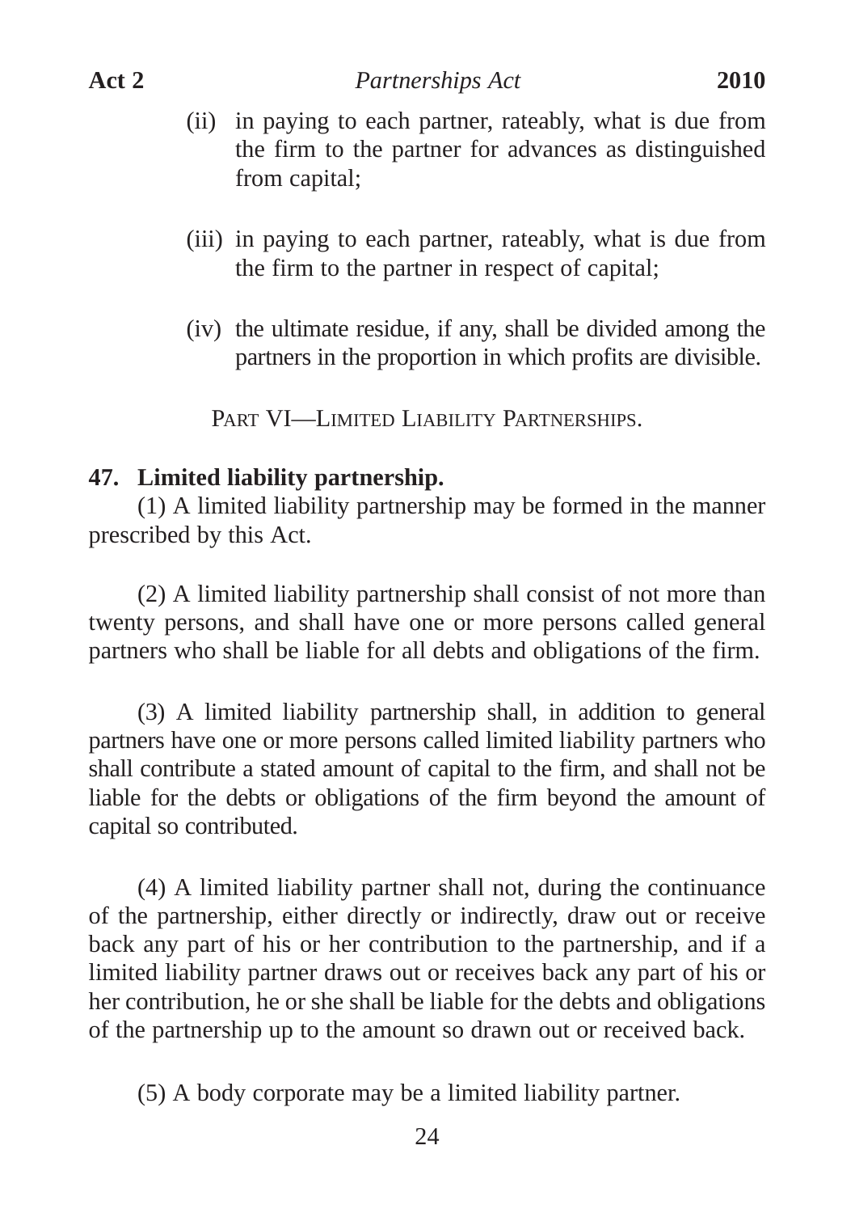(ii) in paying to each partner, rateably, what is due from the firm to the partner for advances as distinguished from capital;

(iii) in paying to each partner, rateably, what is due from the firm to the partner in respect of capital;

(iv) the ultimate residue, if any, shall be divided among the partners in the proportion in which profits are divisible.

## PART VI—LIMITED LIABILITY PARTNERSHIPS.

### 47. Limited liability partnership.

(1) A limited liability partnership may be formed in the manner prescribed by this Act.

(2) A limited liability partnership shall consist of not more than twenty persons, and shall have one or more persons called general partners who shall be liable for all debts and obligations of the firm.

(3) A limited liability partnership shall, in addition to general partners have one or more persons called limited liability partners who shall contribute a stated amount of capital to the firm, and shall not be liable for the debts or obligations of the firm beyond the amount of capital so contributed.

(4) A limited liability partner shall not, during the continuance of the partnership, either directly or indirectly, draw out or receive back any part of his or her contribution to the partnership, and if a limited liability partner draws out or receives back any part of his or her contribution, he or she shall be liable for the debts and obligations of the partnership up to the amount so drawn out or received back.

(5) A body corporate may be a limited liability partner.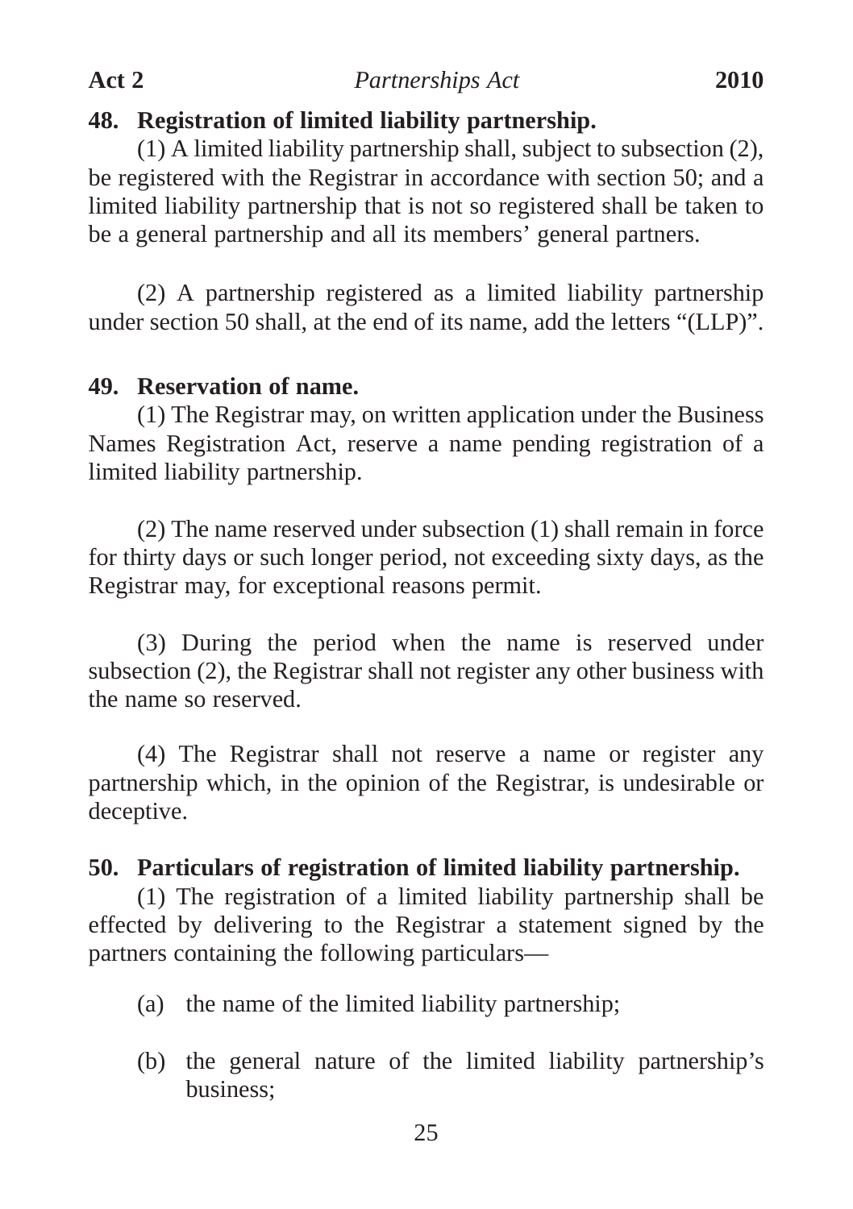## 48. Registration of limited liability partnership.

(1) A limited liability partnership shall, subject to subsection (2), be registered with the Registrar in accordance with section 50; and a limited liability partnership that is not so registered shall be taken to be a general partnership and all its members' general partners.

(2) A partnership registered as a limited liability partnership under section 50 shall, at the end of its name, add the letters "(LLP)".

## 49. Reservation of name.

(1) The Registrar may, on written application under the Business Names Registration Act, reserve a name pending registration of a limited liability partnership.

(2) The name reserved under subsection (1) shall remain in force for thirty days or such longer period, not exceeding sixty days, as the Registrar may, for exceptional reasons permit.

(3) During the period when the name is reserved under subsection (2), the Registrar shall not register any other business with the name so reserved.

(4) The Registrar shall not reserve a name or register any partnership which, in the opinion of the Registrar, is undesirable or deceptive.

## 50. Particulars of registration of limited liability partnership.

(1) The registration of a limited liability partnership shall be effected by delivering to the Registrar a statement signed by the partners containing the following particulars—

(a) the name of the limited liability partnership;

(b) the general nature of the limited liability partnership's business;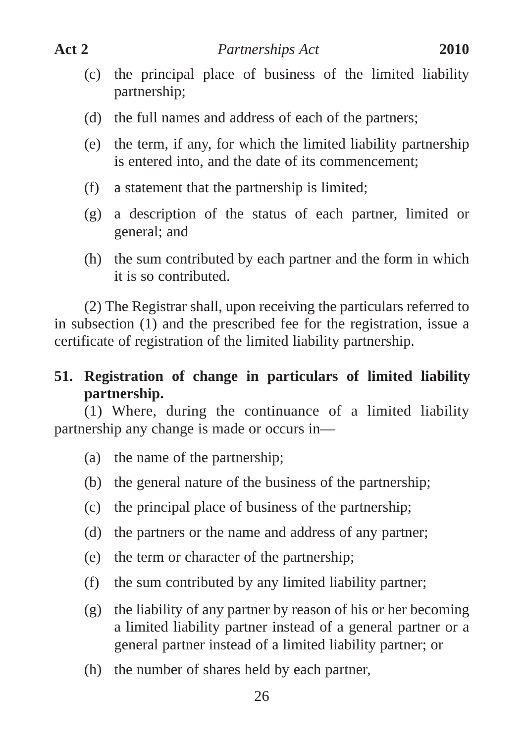(c) the principal place of business of the limited liability partnership;

(d) the full names and address of each of the partners;

(e) the term, if any, for which the limited liability partnership is entered into, and the date of its commencement;

(f) a statement that the partnership is limited;

(g) a description of the status of each partner, limited or general; and

(h) the sum contributed by each partner and the form in which it is so contributed.

(2) The Registrar shall, upon receiving the particulars referred to in subsection (1) and the prescribed fee for the registration, issue a certificate of registration of the limited liability partnership.

**51. Registration of change in particulars of limited liability partnership.**

(1) Where, during the continuance of a limited liability partnership any change is made or occurs in—

(a) the name of the partnership;

(b) the general nature of the business of the partnership;

(c) the principal place of business of the partnership;

(d) the partners or the name and address of any partner;

(e) the term or character of the partnership;

(f) the sum contributed by any limited liability partner;

(g) the liability of any partner by reason of his or her becoming a limited liability partner instead of a general partner or a general partner instead of a limited liability partner; or

(h) the number of shares held by each partner,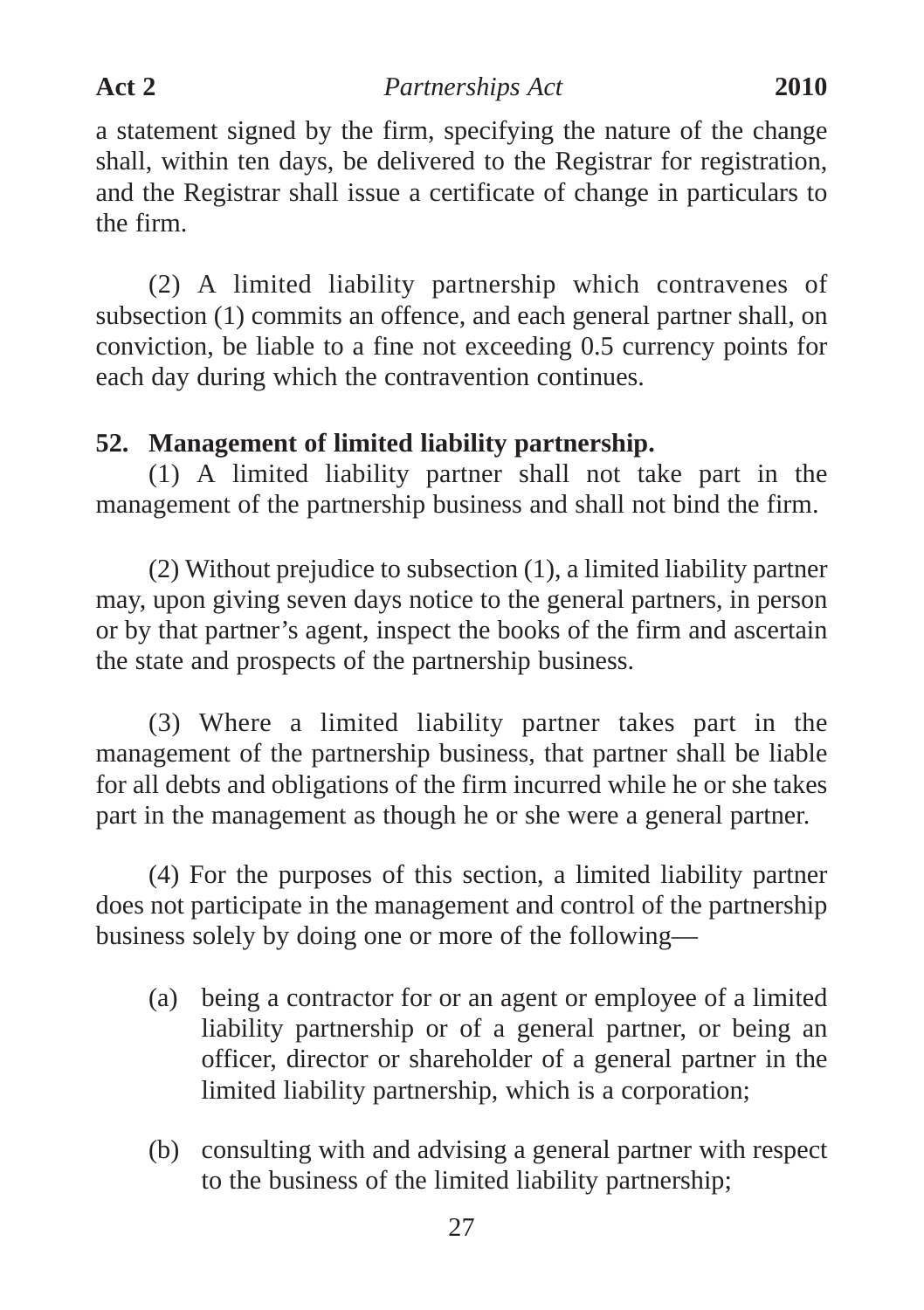a statement signed by the firm, specifying the nature of the change shall, within ten days, be delivered to the Registrar for registration, and the Registrar shall issue a certificate of change in particulars to the firm.

(2) A limited liability partnership which contravenes of subsection (1) commits an offence, and each general partner shall, on conviction, be liable to a fine not exceeding 0.5 currency points for each day during which the contravention continues.

**52. Management of limited liability partnership.**

(1) A limited liability partner shall not take part in the management of the partnership business and shall not bind the firm.

(2) Without prejudice to subsection (1), a limited liability partner may, upon giving seven days notice to the general partners, in person or by that partner's agent, inspect the books of the firm and ascertain the state and prospects of the partnership business.

(3) Where a limited liability partner takes part in the management of the partnership business, that partner shall be liable for all debts and obligations of the firm incurred while he or she takes part in the management as though he or she were a general partner.

(4) For the purposes of this section, a limited liability partner does not participate in the management and control of the partnership business solely by doing one or more of the following—

(a) being a contractor for or an agent or employee of a limited liability partnership or of a general partner, or being an officer, director or shareholder of a general partner in the limited liability partnership, which is a corporation;

(b) consulting with and advising a general partner with respect to the business of the limited liability partnership;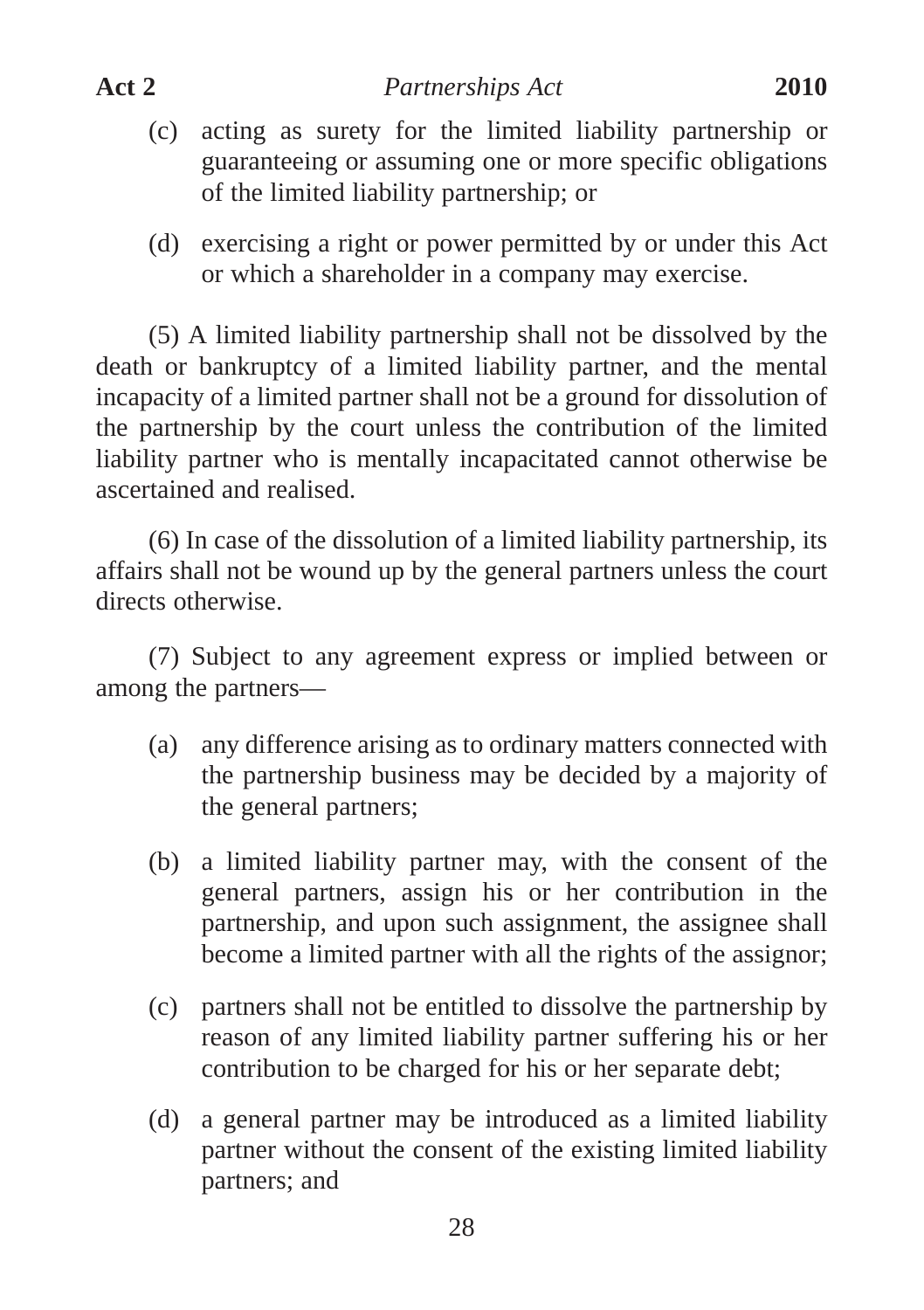(c) acting as surety for the limited liability partnership or guaranteeing or assuming one or more specific obligations of the limited liability partnership; or

(d) exercising a right or power permitted by or under this Act or which a shareholder in a company may exercise.

(5) A limited liability partnership shall not be dissolved by the death or bankruptcy of a limited liability partner, and the mental incapacity of a limited partner shall not be a ground for dissolution of the partnership by the court unless the contribution of the limited liability partner who is mentally incapacitated cannot otherwise be ascertained and realised.

(6) In case of the dissolution of a limited liability partnership, its affairs shall not be wound up by the general partners unless the court directs otherwise.

(7) Subject to any agreement express or implied between or among the partners—

(a) any difference arising as to ordinary matters connected with the partnership business may be decided by a majority of the general partners;

(b) a limited liability partner may, with the consent of the general partners, assign his or her contribution in the partnership, and upon such assignment, the assignee shall become a limited partner with all the rights of the assignor;

(c) partners shall not be entitled to dissolve the partnership by reason of any limited liability partner suffering his or her contribution to be charged for his or her separate debt;

(d) a general partner may be introduced as a limited liability partner without the consent of the existing limited liability partners; and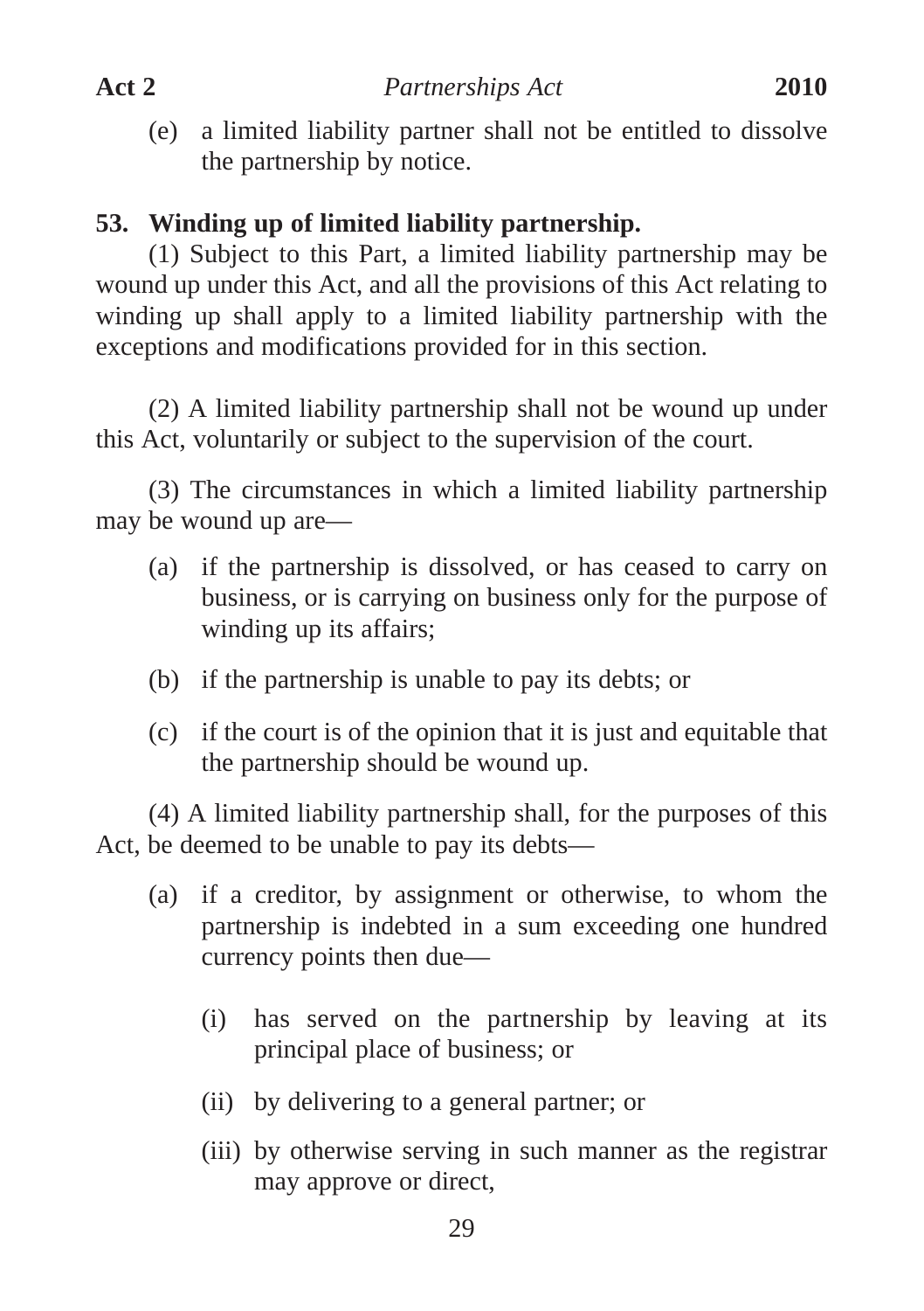(e) a limited liability partner shall not be entitled to dissolve the partnership by notice.

**53. Winding up of limited liability partnership.**

(1) Subject to this Part, a limited liability partnership may be wound up under this Act, and all the provisions of this Act relating to winding up shall apply to a limited liability partnership with the exceptions and modifications provided for in this section.

(2) A limited liability partnership shall not be wound up under this Act, voluntarily or subject to the supervision of the court.

(3) The circumstances in which a limited liability partnership may be wound up are—

(a) if the partnership is dissolved, or has ceased to carry on business, or is carrying on business only for the purpose of winding up its affairs;

(b) if the partnership is unable to pay its debts; or

(c) if the court is of the opinion that it is just and equitable that the partnership should be wound up.

(4) A limited liability partnership shall, for the purposes of this Act, be deemed to be unable to pay its debts—

(a) if a creditor, by assignment or otherwise, to whom the partnership is indebted in a sum exceeding one hundred currency points then due—

(i) has served on the partnership by leaving at its principal place of business; or

(ii) by delivering to a general partner; or

(iii) by otherwise serving in such manner as the registrar may approve or direct,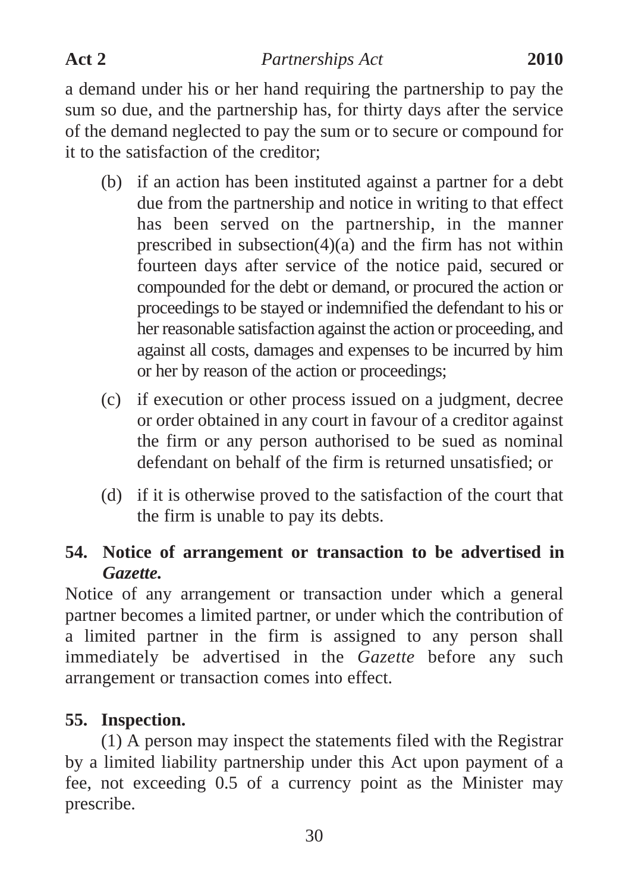a demand under his or her hand requiring the partnership to pay the sum so due, and the partnership has, for thirty days after the service of the demand neglected to pay the sum or to secure or compound for it to the satisfaction of the creditor;

(b) if an action has been instituted against a partner for a debt due from the partnership and notice in writing to that effect has been served on the partnership, in the manner prescribed in subsection(4)(a) and the firm has not within fourteen days after service of the notice paid, secured or compounded for the debt or demand, or procured the action or proceedings to be stayed or indemnified the defendant to his or her reasonable satisfaction against the action or proceeding, and against all costs, damages and expenses to be incurred by him or her by reason of the action or proceedings;

(c) if execution or other process issued on a judgment, decree or order obtained in any court in favour of a creditor against the firm or any person authorised to be sued as nominal defendant on behalf of the firm is returned unsatisfied; or

(d) if it is otherwise proved to the satisfaction of the court that the firm is unable to pay its debts.

## 54. Notice of arrangement or transaction to be advertised in *Gazette.*

Notice of any arrangement or transaction under which a general partner becomes a limited partner, or under which the contribution of a limited partner in the firm is assigned to any person shall immediately be advertised in the *Gazette* before any such arrangement or transaction comes into effect.

## 55. Inspection.

(1) A person may inspect the statements filed with the Registrar by a limited liability partnership under this Act upon payment of a fee, not exceeding 0.5 of a currency point as the Minister may prescribe.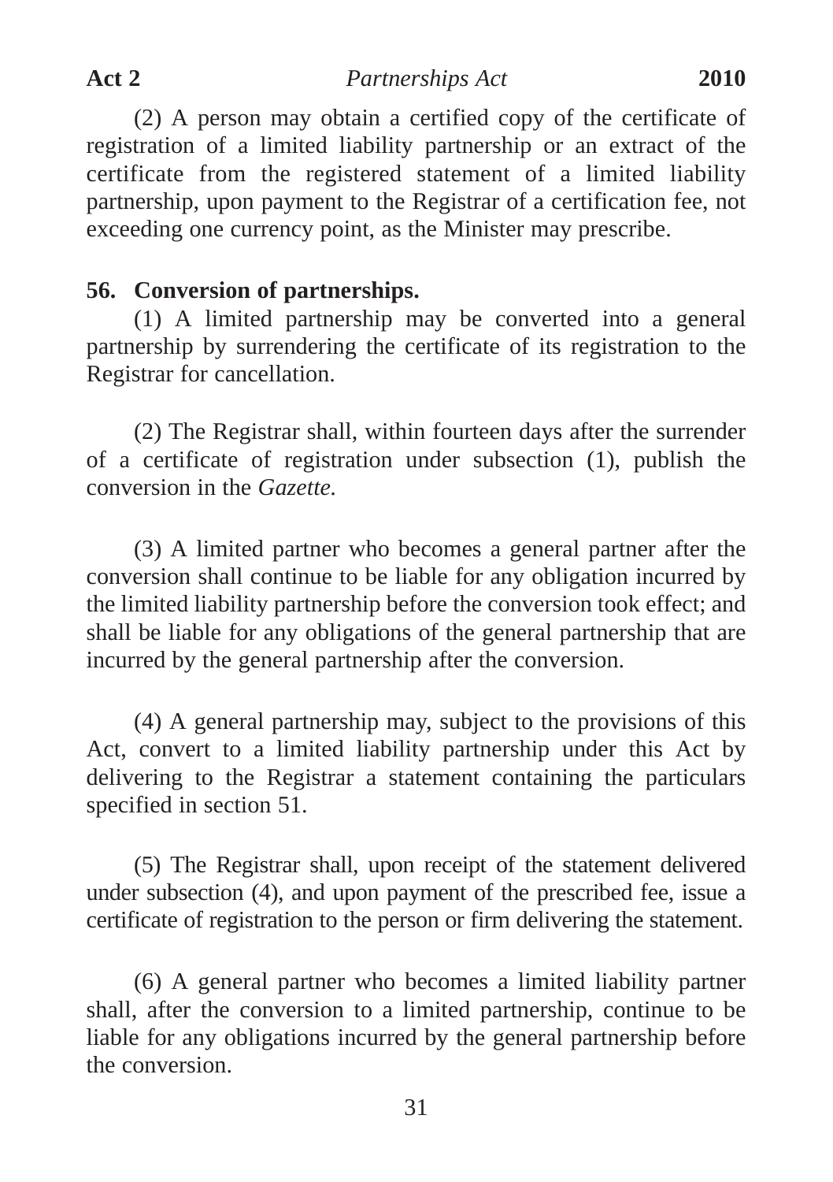(2) A person may obtain a certified copy of the certificate of registration of a limited liability partnership or an extract of the certificate from the registered statement of a limited liability partnership, upon payment to the Registrar of a certification fee, not exceeding one currency point, as the Minister may prescribe.

**56. Conversion of partnerships.**

(1) A limited partnership may be converted into a general partnership by surrendering the certificate of its registration to the Registrar for cancellation.

(2) The Registrar shall, within fourteen days after the surrender of a certificate of registration under subsection (1), publish the conversion in the *Gazette.*

(3) A limited partner who becomes a general partner after the conversion shall continue to be liable for any obligation incurred by the limited liability partnership before the conversion took effect; and shall be liable for any obligations of the general partnership that are incurred by the general partnership after the conversion.

(4) A general partnership may, subject to the provisions of this Act, convert to a limited liability partnership under this Act by delivering to the Registrar a statement containing the particulars specified in section 51.

(5) The Registrar shall, upon receipt of the statement delivered under subsection (4), and upon payment of the prescribed fee, issue a certificate of registration to the person or firm delivering the statement.

(6) A general partner who becomes a limited liability partner shall, after the conversion to a limited partnership, continue to be liable for any obligations incurred by the general partnership before the conversion.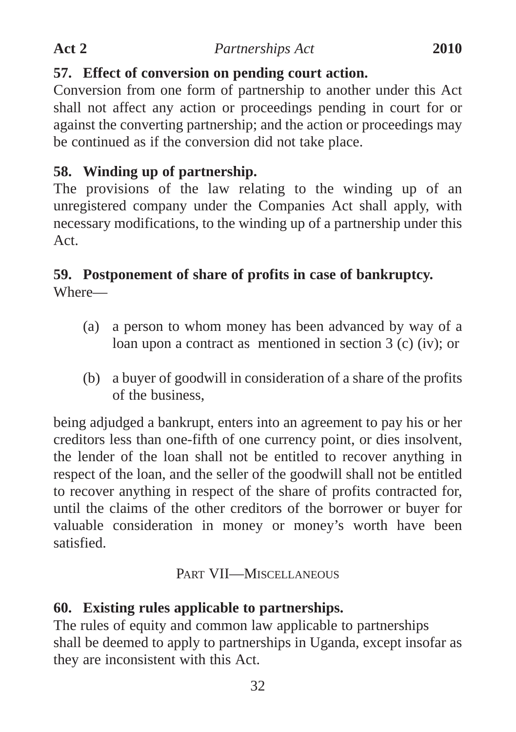### 57. Effect of conversion on pending court action.

Conversion from one form of partnership to another under this Act shall not affect any action or proceedings pending in court for or against the converting partnership; and the action or proceedings may be continued as if the conversion did not take place.

### 58. Winding up of partnership.

The provisions of the law relating to the winding up of an unregistered company under the Companies Act shall apply, with necessary modifications, to the winding up of a partnership under this Act.

### 59. Postponement of share of profits in case of bankruptcy.

Where—

(a) a person to whom money has been advanced by way of a loan upon a contract as mentioned in section 3 (c) (iv); or

(b) a buyer of goodwill in consideration of a share of the profits of the business,

being adjudged a bankrupt, enters into an agreement to pay his or her creditors less than one-fifth of one currency point, or dies insolvent, the lender of the loan shall not be entitled to recover anything in respect of the loan, and the seller of the goodwill shall not be entitled to recover anything in respect of the share of profits contracted for, until the claims of the other creditors of the borrower or buyer for valuable consideration in money or money's worth have been satisfied.

## PART VII—MISCELLANEOUS

### 60. Existing rules applicable to partnerships.

The rules of equity and common law applicable to partnerships shall be deemed to apply to partnerships in Uganda, except insofar as they are inconsistent with this Act.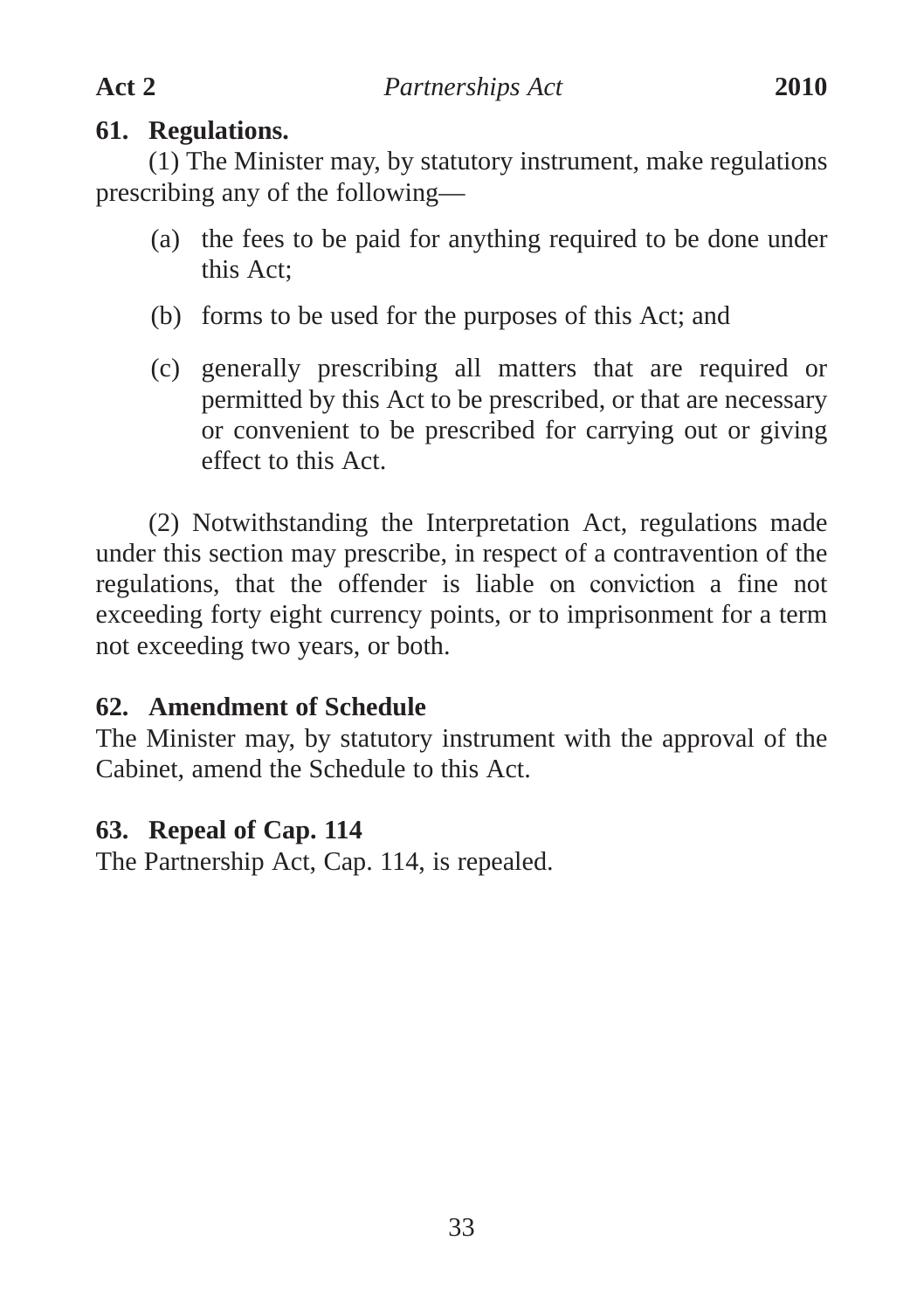### 61. Regulations.

(1) The Minister may, by statutory instrument, make regulations prescribing any of the following—

- (a) the fees to be paid for anything required to be done under this Act;
- (b) forms to be used for the purposes of this Act; and
- (c) generally prescribing all matters that are required or permitted by this Act to be prescribed, or that are necessary or convenient to be prescribed for carrying out or giving effect to this Act.

(2) Notwithstanding the Interpretation Act, regulations made under this section may prescribe, in respect of a contravention of the regulations, that the offender is liable on conviction a fine not exceeding forty eight currency points, or to imprisonment for a term not exceeding two years, or both.

### 62. Amendment of Schedule

The Minister may, by statutory instrument with the approval of the Cabinet, amend the Schedule to this Act.

### 63. Repeal of Cap. 114

The Partnership Act, Cap. 114, is repealed.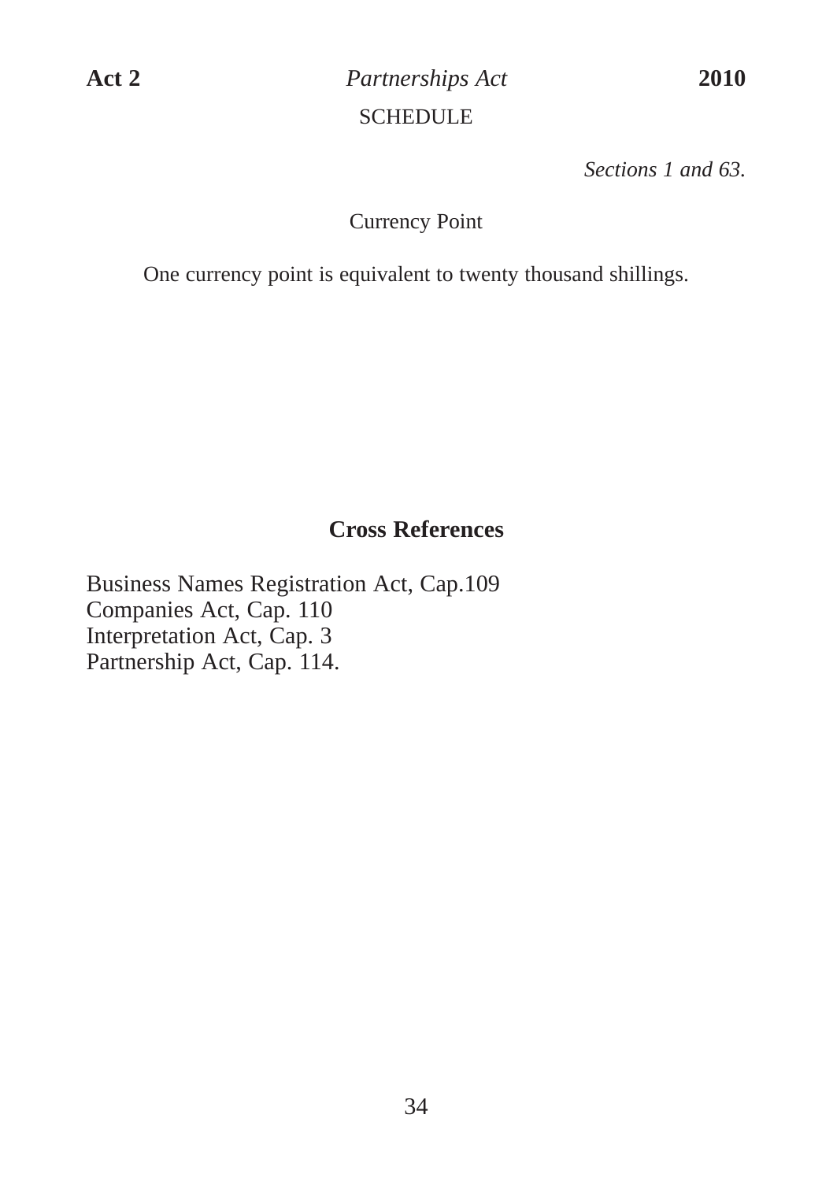## SCHEDULE

*Sections 1 and 63.*

Currency Point

One currency point is equivalent to twenty thousand shillings.

## Cross References

Business Names Registration Act, Cap.109
Companies Act, Cap. 110
Interpretation Act, Cap. 3
Partnership Act, Cap. 114.